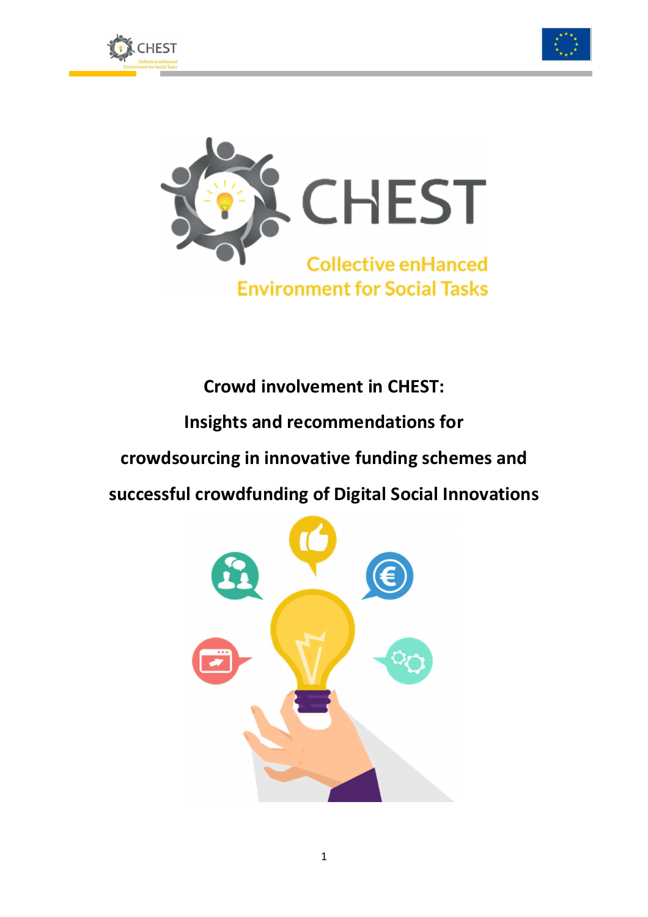# CHEST

**Collective enHanced Environment for Social Tasks**

# Crowd involvement in CHEST: Insights and recommendations for crowdsourcing in innovative funding schemes and successful crowdfunding of Digital Social Innovations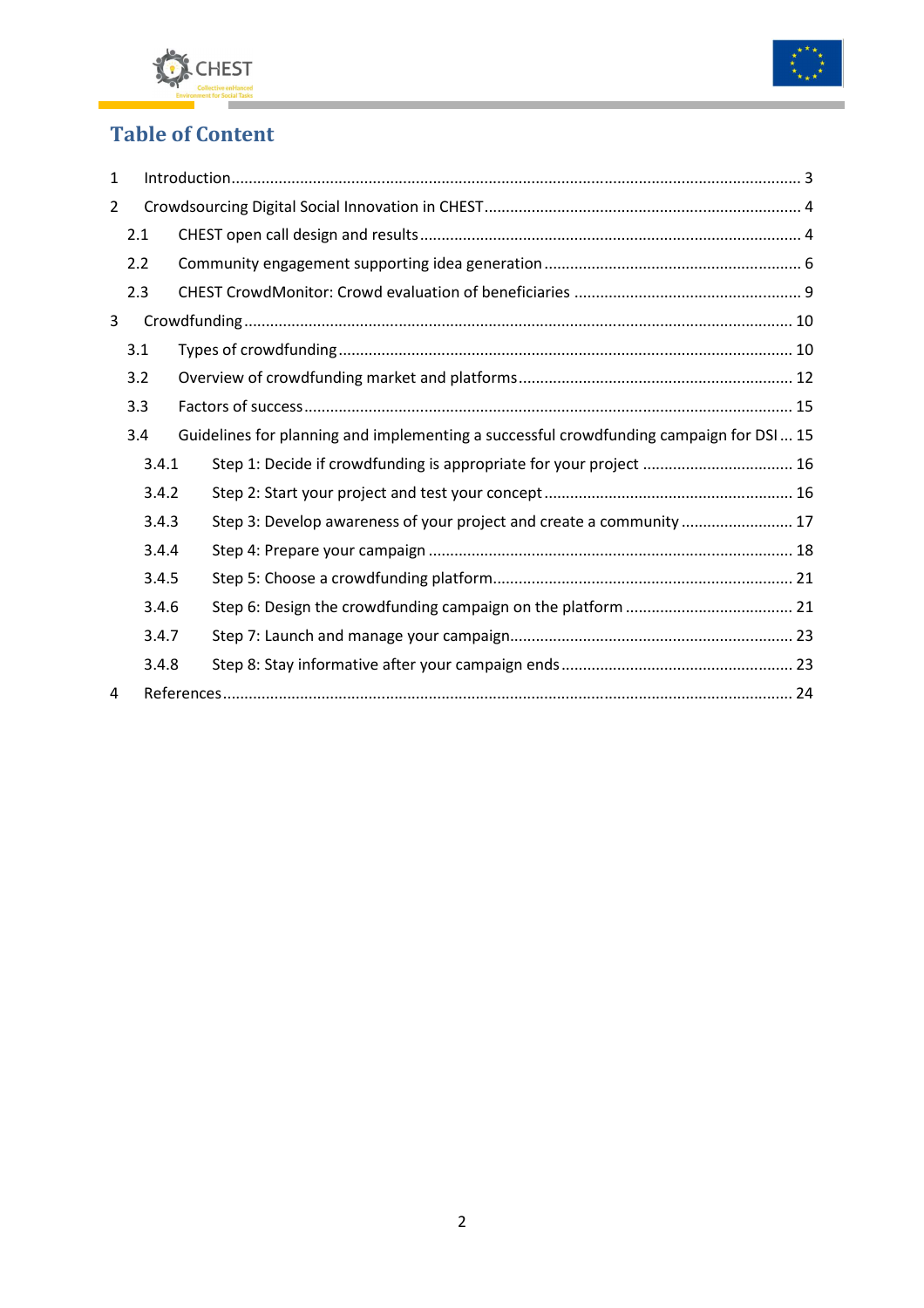# Table of Content

1 Introduction ........................................................................................................ 3

2 Crowdsourcing Digital Social Innovation in CHEST .......................................... 4

- 2.1 CHEST open call design and results .......................................................... 4
- 2.2 Community engagement supporting idea generation ................................ 6
- 2.3 CHEST CrowdMonitor: Crowd evaluation of beneficiaries ........................ 9

3 Crowdfunding .................................................................................................. 10

- 3.1 Types of crowdfunding ............................................................................ 10
- 3.2 Overview of crowdfunding market and platforms .................................. 12
- 3.3 Factors of success .................................................................................... 15
- 3.4 Guidelines for planning and implementing a successful crowdfunding campaign for DSI ... 15
  - 3.4.1 Step 1: Decide if crowdfunding is appropriate for your project ........ 16
  - 3.4.2 Step 2: Start your project and test your concept .............................. 16
  - 3.4.3 Step 3: Develop awareness of your project and create a community .. 17
  - 3.4.4 Step 4: Prepare your campaign ......................................................... 18
  - 3.4.5 Step 5: Choose a crowdfunding platform .......................................... 21
  - 3.4.6 Step 6: Design the crowdfunding campaign on the platform ............ 21
  - 3.4.7 Step 7: Launch and manage your campaign ...................................... 23
  - 3.4.8 Step 8: Stay informative after your campaign ends .......................... 23

4 References ....................................................................................................... 24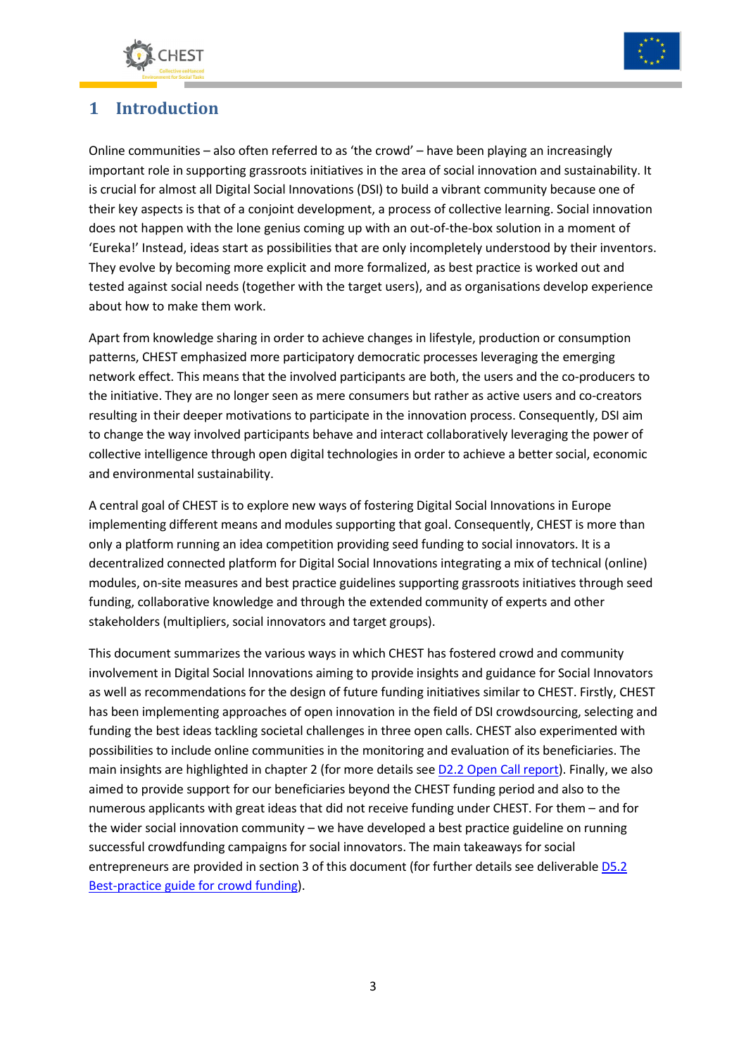# 1 Introduction

Online communities – also often referred to as 'the crowd' – have been playing an increasingly important role in supporting grassroots initiatives in the area of social innovation and sustainability. It is crucial for almost all Digital Social Innovations (DSI) to build a vibrant community because one of their key aspects is that of a conjoint development, a process of collective learning. Social innovation does not happen with the lone genius coming up with an out-of-the-box solution in a moment of 'Eureka!' Instead, ideas start as possibilities that are only incompletely understood by their inventors. They evolve by becoming more explicit and more formalized, as best practice is worked out and tested against social needs (together with the target users), and as organisations develop experience about how to make them work.

Apart from knowledge sharing in order to achieve changes in lifestyle, production or consumption patterns, CHEST emphasized more participatory democratic processes leveraging the emerging network effect. This means that the involved participants are both, the users and the co-producers to the initiative. They are no longer seen as mere consumers but rather as active users and co-creators resulting in their deeper motivations to participate in the innovation process. Consequently, DSI aim to change the way involved participants behave and interact collaboratively leveraging the power of collective intelligence through open digital technologies in order to achieve a better social, economic and environmental sustainability.

A central goal of CHEST is to explore new ways of fostering Digital Social Innovations in Europe implementing different means and modules supporting that goal. Consequently, CHEST is more than only a platform running an idea competition providing seed funding to social innovators. It is a decentralized connected platform for Digital Social Innovations integrating a mix of technical (online) modules, on-site measures and best practice guidelines supporting grassroots initiatives through seed funding, collaborative knowledge and through the extended community of experts and other stakeholders (multipliers, social innovators and target groups).

This document summarizes the various ways in which CHEST has fostered crowd and community involvement in Digital Social Innovations aiming to provide insights and guidance for Social Innovators as well as recommendations for the design of future funding initiatives similar to CHEST. Firstly, CHEST has been implementing approaches of open innovation in the field of DSI crowdsourcing, selecting and funding the best ideas tackling societal challenges in three open calls. CHEST also experimented with possibilities to include online communities in the monitoring and evaluation of its beneficiaries. The main insights are highlighted in chapter 2 (for more details see D2.2 Open Call report). Finally, we also aimed to provide support for our beneficiaries beyond the CHEST funding period and also to the numerous applicants with great ideas that did not receive funding under CHEST. For them – and for the wider social innovation community – we have developed a best practice guideline on running successful crowdfunding campaigns for social innovators. The main takeaways for social entrepreneurs are provided in section 3 of this document (for further details see deliverable D5.2 Best-practice guide for crowd funding).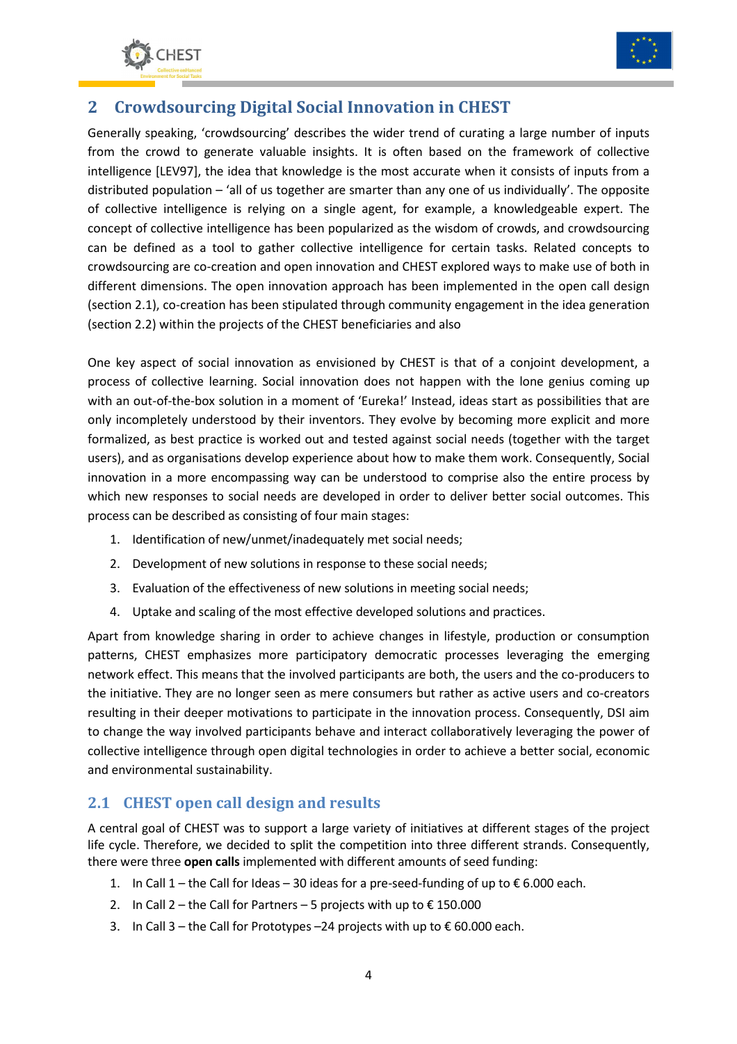## 2 Crowdsourcing Digital Social Innovation in CHEST

Generally speaking, 'crowdsourcing' describes the wider trend of curating a large number of inputs from the crowd to generate valuable insights. It is often based on the framework of collective intelligence [LEV97], the idea that knowledge is the most accurate when it consists of inputs from a distributed population – 'all of us together are smarter than any one of us individually'. The opposite of collective intelligence is relying on a single agent, for example, a knowledgeable expert. The concept of collective intelligence has been popularized as the wisdom of crowds, and crowdsourcing can be defined as a tool to gather collective intelligence for certain tasks. Related concepts to crowdsourcing are co-creation and open innovation and CHEST explored ways to make use of both in different dimensions. The open innovation approach has been implemented in the open call design (section 2.1), co-creation has been stipulated through community engagement in the idea generation (section 2.2) within the projects of the CHEST beneficiaries and also

One key aspect of social innovation as envisioned by CHEST is that of a conjoint development, a process of collective learning. Social innovation does not happen with the lone genius coming up with an out-of-the-box solution in a moment of 'Eureka!' Instead, ideas start as possibilities that are only incompletely understood by their inventors. They evolve by becoming more explicit and more formalized, as best practice is worked out and tested against social needs (together with the target users), and as organisations develop experience about how to make them work. Consequently, Social innovation in a more encompassing way can be understood to comprise also the entire process by which new responses to social needs are developed in order to deliver better social outcomes. This process can be described as consisting of four main stages:

1. Identification of new/unmet/inadequately met social needs;
2. Development of new solutions in response to these social needs;
3. Evaluation of the effectiveness of new solutions in meeting social needs;
4. Uptake and scaling of the most effective developed solutions and practices.

Apart from knowledge sharing in order to achieve changes in lifestyle, production or consumption patterns, CHEST emphasizes more participatory democratic processes leveraging the emerging network effect. This means that the involved participants are both, the users and the co-producers to the initiative. They are no longer seen as mere consumers but rather as active users and co-creators resulting in their deeper motivations to participate in the innovation process. Consequently, DSI aim to change the way involved participants behave and interact collaboratively leveraging the power of collective intelligence through open digital technologies in order to achieve a better social, economic and environmental sustainability.

### 2.1 CHEST open call design and results

A central goal of CHEST was to support a large variety of initiatives at different stages of the project life cycle. Therefore, we decided to split the competition into three different strands. Consequently, there were three **open calls** implemented with different amounts of seed funding:

1. In Call 1 – the Call for Ideas – 30 ideas for a pre-seed-funding of up to € 6.000 each.
2. In Call 2 – the Call for Partners – 5 projects with up to € 150.000
3. In Call 3 – the Call for Prototypes –24 projects with up to € 60.000 each.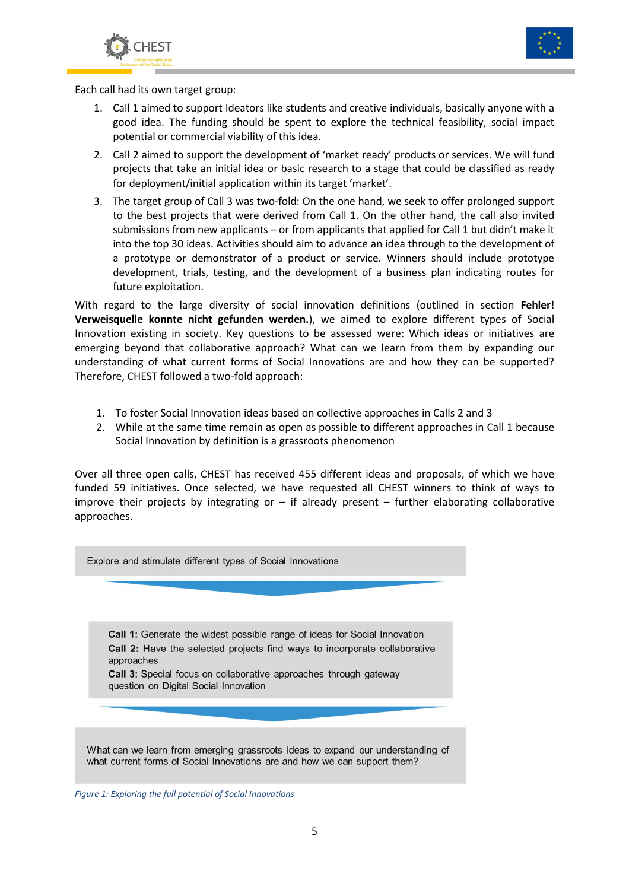Each call had its own target group:

1. Call 1 aimed to support Ideators like students and creative individuals, basically anyone with a good idea. The funding should be spent to explore the technical feasibility, social impact potential or commercial viability of this idea.
2. Call 2 aimed to support the development of 'market ready' products or services. We will fund projects that take an initial idea or basic research to a stage that could be classified as ready for deployment/initial application within its target 'market'.
3. The target group of Call 3 was two-fold: On the one hand, we seek to offer prolonged support to the best projects that were derived from Call 1. On the other hand, the call also invited submissions from new applicants – or from applicants that applied for Call 1 but didn't make it into the top 30 ideas. Activities should aim to advance an idea through to the development of a prototype or demonstrator of a product or service. Winners should include prototype development, trials, testing, and the development of a business plan indicating routes for future exploitation.

With regard to the large diversity of social innovation definitions (outlined in section **Fehler! Verweisquelle konnte nicht gefunden werden.**), we aimed to explore different types of Social Innovation existing in society. Key questions to be assessed were: Which ideas or initiatives are emerging beyond that collaborative approach? What can we learn from them by expanding our understanding of what current forms of Social Innovations are and how they can be supported? Therefore, CHEST followed a two-fold approach:

1. To foster Social Innovation ideas based on collective approaches in Calls 2 and 3
2. While at the same time remain as open as possible to different approaches in Call 1 because Social Innovation by definition is a grassroots phenomenon

Over all three open calls, CHEST has received 455 different ideas and proposals, of which we have funded 59 initiatives. Once selected, we have requested all CHEST winners to think of ways to improve their projects by integrating or – if already present – further elaborating collaborative approaches.

Explore and stimulate different types of Social Innovations

**Call 1:** Generate the widest possible range of ideas for Social Innovation
**Call 2:** Have the selected projects find ways to incorporate collaborative approaches
**Call 3:** Special focus on collaborative approaches through gateway question on Digital Social Innovation

What can we learn from emerging grassroots ideas to expand our understanding of what current forms of Social Innovations are and how we can support them?

*Figure 1: Exploring the full potential of Social Innovations*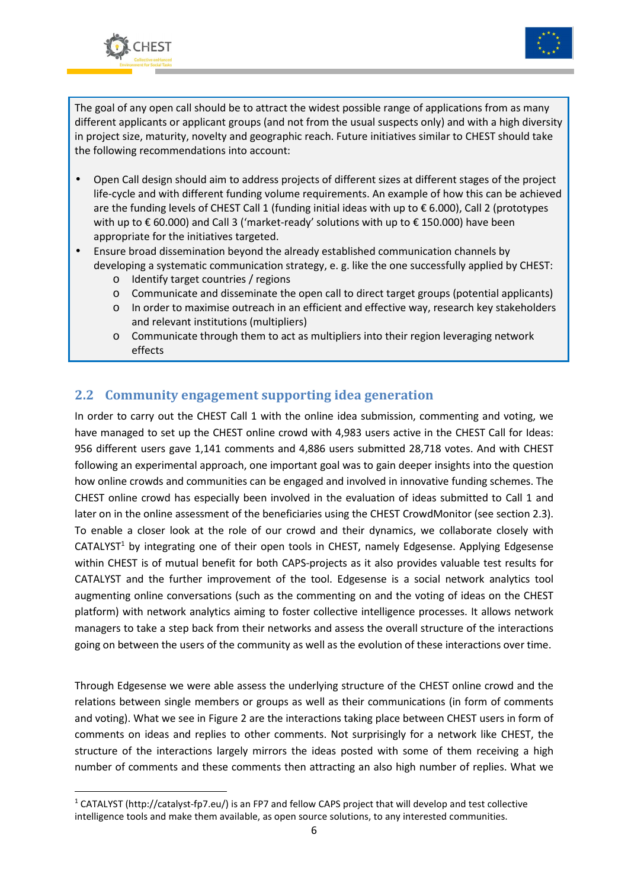The goal of any open call should be to attract the widest possible range of applications from as many different applicants or applicant groups (and not from the usual suspects only) and with a high diversity in project size, maturity, novelty and geographic reach. Future initiatives similar to CHEST should take the following recommendations into account:

- Open Call design should aim to address projects of different sizes at different stages of the project life-cycle and with different funding volume requirements. An example of how this can be achieved are the funding levels of CHEST Call 1 (funding initial ideas with up to € 6.000), Call 2 (prototypes with up to € 60.000) and Call 3 ('market-ready' solutions with up to € 150.000) have been appropriate for the initiatives targeted.
- Ensure broad dissemination beyond the already established communication channels by developing a systematic communication strategy, e. g. like the one successfully applied by CHEST:
    - Identify target countries / regions
    - Communicate and disseminate the open call to direct target groups (potential applicants)
    - In order to maximise outreach in an efficient and effective way, research key stakeholders and relevant institutions (multipliers)
    - Communicate through them to act as multipliers into their region leveraging network effects

## 2.2 Community engagement supporting idea generation

In order to carry out the CHEST Call 1 with the online idea submission, commenting and voting, we have managed to set up the CHEST online crowd with 4,983 users active in the CHEST Call for Ideas: 956 different users gave 1,141 comments and 4,886 users submitted 28,718 votes. And with CHEST following an experimental approach, one important goal was to gain deeper insights into the question how online crowds and communities can be engaged and involved in innovative funding schemes. The CHEST online crowd has especially been involved in the evaluation of ideas submitted to Call 1 and later on in the online assessment of the beneficiaries using the CHEST CrowdMonitor (see section 2.3). To enable a closer look at the role of our crowd and their dynamics, we collaborate closely with CATALYST[1] by integrating one of their open tools in CHEST, namely Edgesense. Applying Edgesense within CHEST is of mutual benefit for both CAPS-projects as it also provides valuable test results for CATALYST and the further improvement of the tool. Edgesense is a social network analytics tool augmenting online conversations (such as the commenting on and the voting of ideas on the CHEST platform) with network analytics aiming to foster collective intelligence processes. It allows network managers to take a step back from their networks and assess the overall structure of the interactions going on between the users of the community as well as the evolution of these interactions over time.

Through Edgesense we were able assess the underlying structure of the CHEST online crowd and the relations between single members or groups as well as their communications (in form of comments and voting). What we see in Figure 2 are the interactions taking place between CHEST users in form of comments on ideas and replies to other comments. Not surprisingly for a network like CHEST, the structure of the interactions largely mirrors the ideas posted with some of them receiving a high number of comments and these comments then attracting an also high number of replies. What we

[1] CATALYST (http://catalyst-fp7.eu/) is an FP7 and fellow CAPS project that will develop and test collective intelligence tools and make them available, as open source solutions, to any interested communities.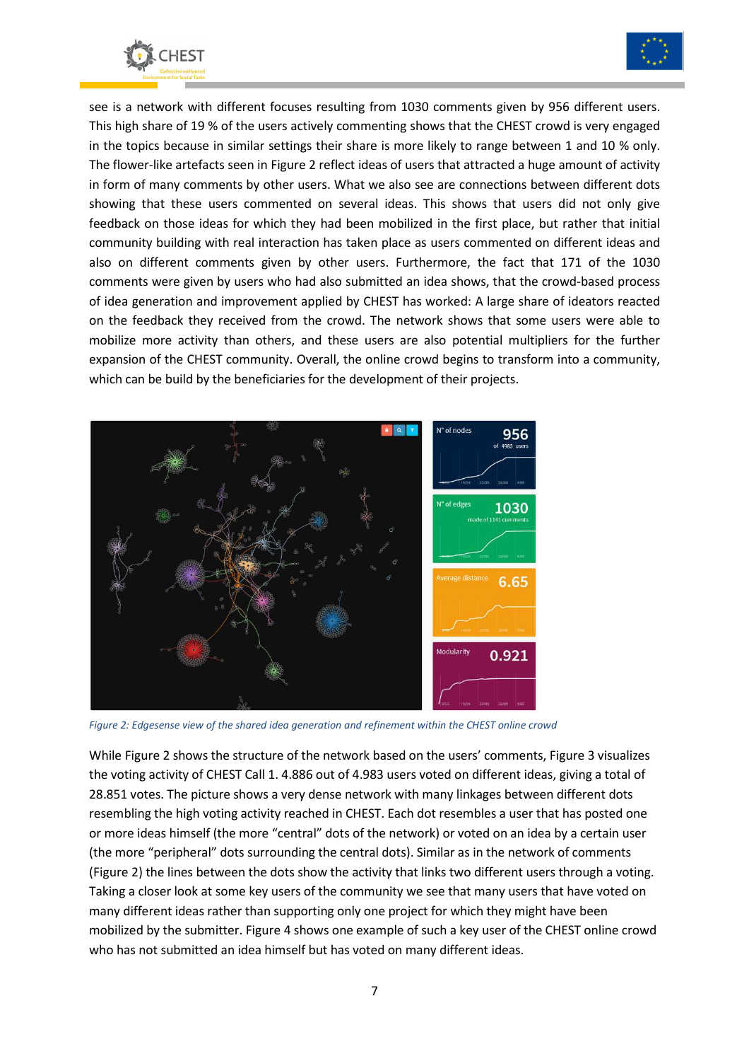see is a network with different focuses resulting from 1030 comments given by 956 different users. This high share of 19 % of the users actively commenting shows that the CHEST crowd is very engaged in the topics because in similar settings their share is more likely to range between 1 and 10 % only. The flower-like artefacts seen in Figure 2 reflect ideas of users that attracted a huge amount of activity in form of many comments by other users. What we also see are connections between different dots showing that these users commented on several ideas. This shows that users did not only give feedback on those ideas for which they had been mobilized in the first place, but rather that initial community building with real interaction has taken place as users commented on different ideas and also on different comments given by other users. Furthermore, the fact that 171 of the 1030 comments were given by users who had also submitted an idea shows, that the crowd-based process of idea generation and improvement applied by CHEST has worked: A large share of ideators reacted on the feedback they received from the crowd. The network shows that some users were able to mobilize more activity than others, and these users are also potential multipliers for the further expansion of the CHEST community. Overall, the online crowd begins to transform into a community, which can be build by the beneficiaries for the development of their projects.

*Figure 2: Edgesense view of the shared idea generation and refinement within the CHEST online crowd*

While Figure 2 shows the structure of the network based on the users' comments, Figure 3 visualizes the voting activity of CHEST Call 1. 4.886 out of 4.983 users voted on different ideas, giving a total of 28.851 votes. The picture shows a very dense network with many linkages between different dots resembling the high voting activity reached in CHEST. Each dot resembles a user that has posted one or more ideas himself (the more "central" dots of the network) or voted on an idea by a certain user (the more "peripheral" dots surrounding the central dots). Similar as in the network of comments (Figure 2) the lines between the dots show the activity that links two different users through a voting. Taking a closer look at some key users of the community we see that many users that have voted on many different ideas rather than supporting only one project for which they might have been mobilized by the submitter. Figure 4 shows one example of such a key user of the CHEST online crowd who has not submitted an idea himself but has voted on many different ideas.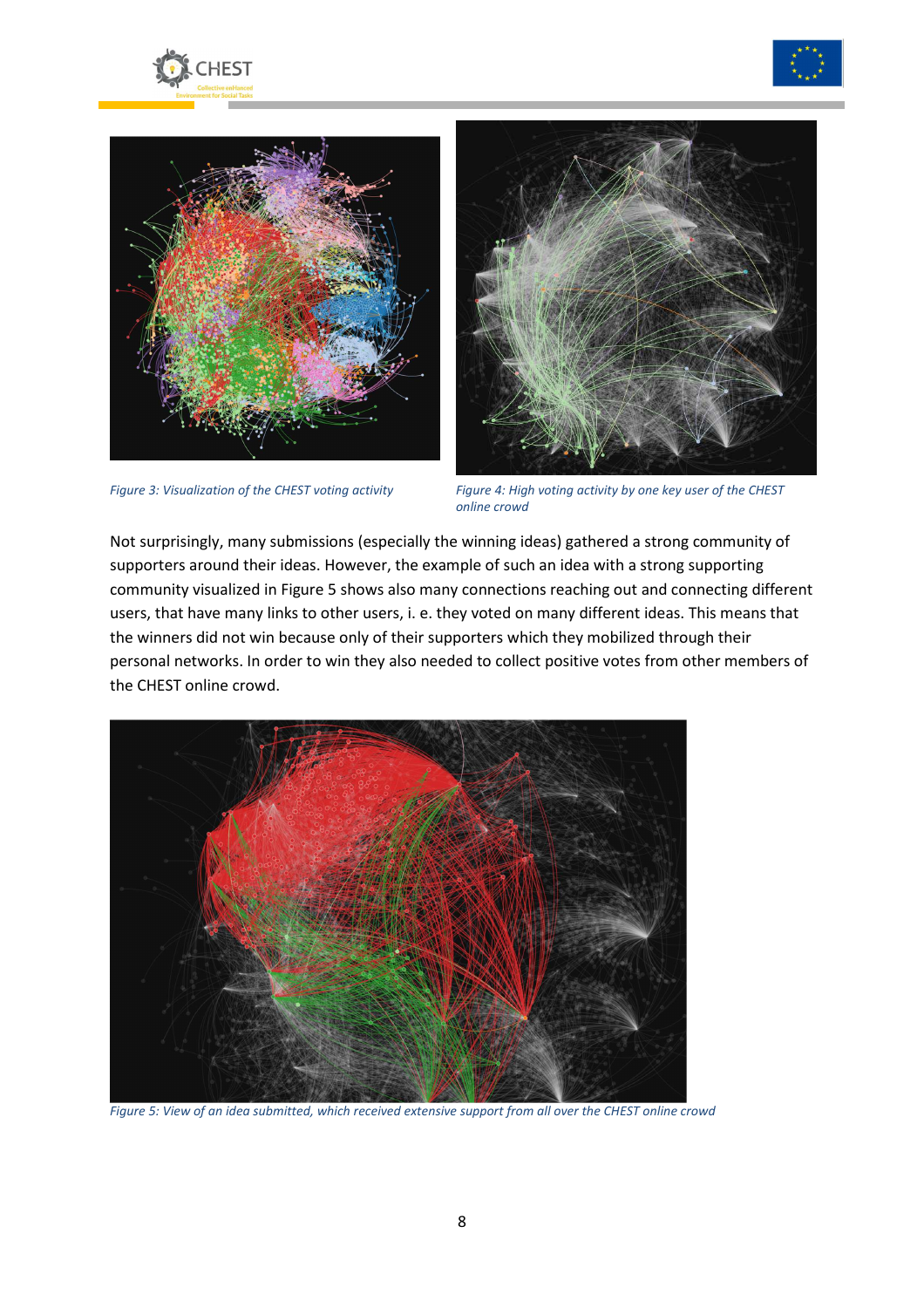*Figure 3: Visualization of the CHEST voting activity*

*Figure 4: High voting activity by one key user of the CHEST online crowd*

Not surprisingly, many submissions (especially the winning ideas) gathered a strong community of supporters around their ideas. However, the example of such an idea with a strong supporting community visualized in Figure 5 shows also many connections reaching out and connecting different users, that have many links to other users, i. e. they voted on many different ideas. This means that the winners did not win because only of their supporters which they mobilized through their personal networks. In order to win they also needed to collect positive votes from other members of the CHEST online crowd.

*Figure 5: View of an idea submitted, which received extensive support from all over the CHEST online crowd*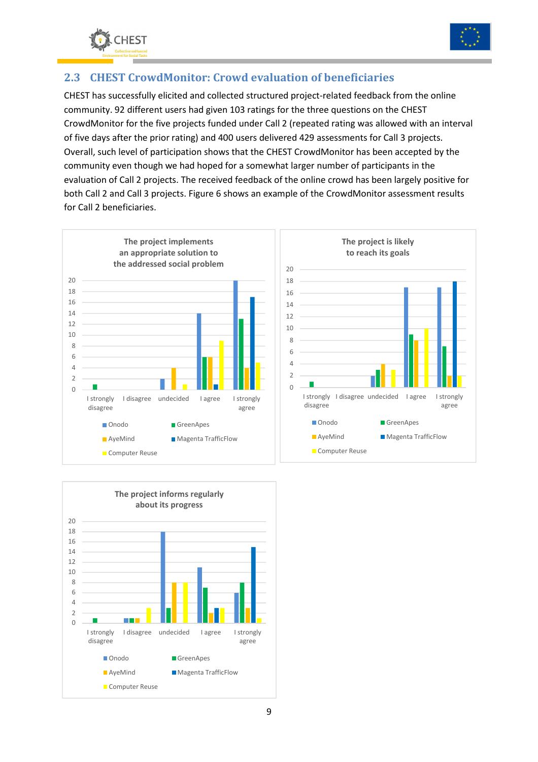## 2.3 CHEST CrowdMonitor: Crowd evaluation of beneficiaries

CHEST has successfully elicited and collected structured project-related feedback from the online community. 92 different users had given 103 ratings for the three questions on the CHEST CrowdMonitor for the five projects funded under Call 2 (repeated rating was allowed with an interval of five days after the prior rating) and 400 users delivered 429 assessments for Call 3 projects. Overall, such level of participation shows that the CHEST CrowdMonitor has been accepted by the community even though we had hoped for a somewhat larger number of participants in the evaluation of Call 2 projects. The received feedback of the online crowd has been largely positive for both Call 2 and Call 3 projects. Figure 6 shows an example of the CrowdMonitor assessment results for Call 2 beneficiaries.

**The project implements an appropriate solution to the addressed social problem**

| | I strongly disagree | I disagree | undecided | I agree | I strongly agree |
|---|---|---|---|---|---|
| Onodo | 0 | 0 | 2 | 14 | 20 |
| GreenApes | 1 | 0 | 0 | 6 | 13 |
| AyeMind | 0 | 0 | 4 | 6 | 4 |
| Magenta TrafficFlow | 0 | 0 | 0 | 1 | 17 |
| Computer Reuse | 0 | 0 | 1 | 9 | 5 |

**The project is likely to reach its goals**

| | I strongly disagree | I disagree | undecided | I agree | I strongly agree |
|---|---|---|---|---|---|
| Onodo | 0 | 0 | 2 | 17 | 17 |
| GreenApes | 1 | 0 | 3 | 9 | 7 |
| AyeMind | 0 | 0 | 4 | 8 | 2 |
| Magenta TrafficFlow | 0 | 0 | 0 | 0 | 18 |
| Computer Reuse | 0 | 0 | 3 | 10 | 2 |

**The project informs regularly about its progress**

| | I strongly disagree | I disagree | undecided | I agree | I strongly agree |
|---|---|---|---|---|---|
| Onodo | 0 | 1 | 18 | 11 | 6 |
| GreenApes | 1 | 1 | 3 | 7 | 8 |
| AyeMind | 0 | 1 | 8 | 2 | 3 |
| Magenta TrafficFlow | 0 | 0 | 0 | 3 | 15 |
| Computer Reuse | 0 | 3 | 8 | 3 | 1 |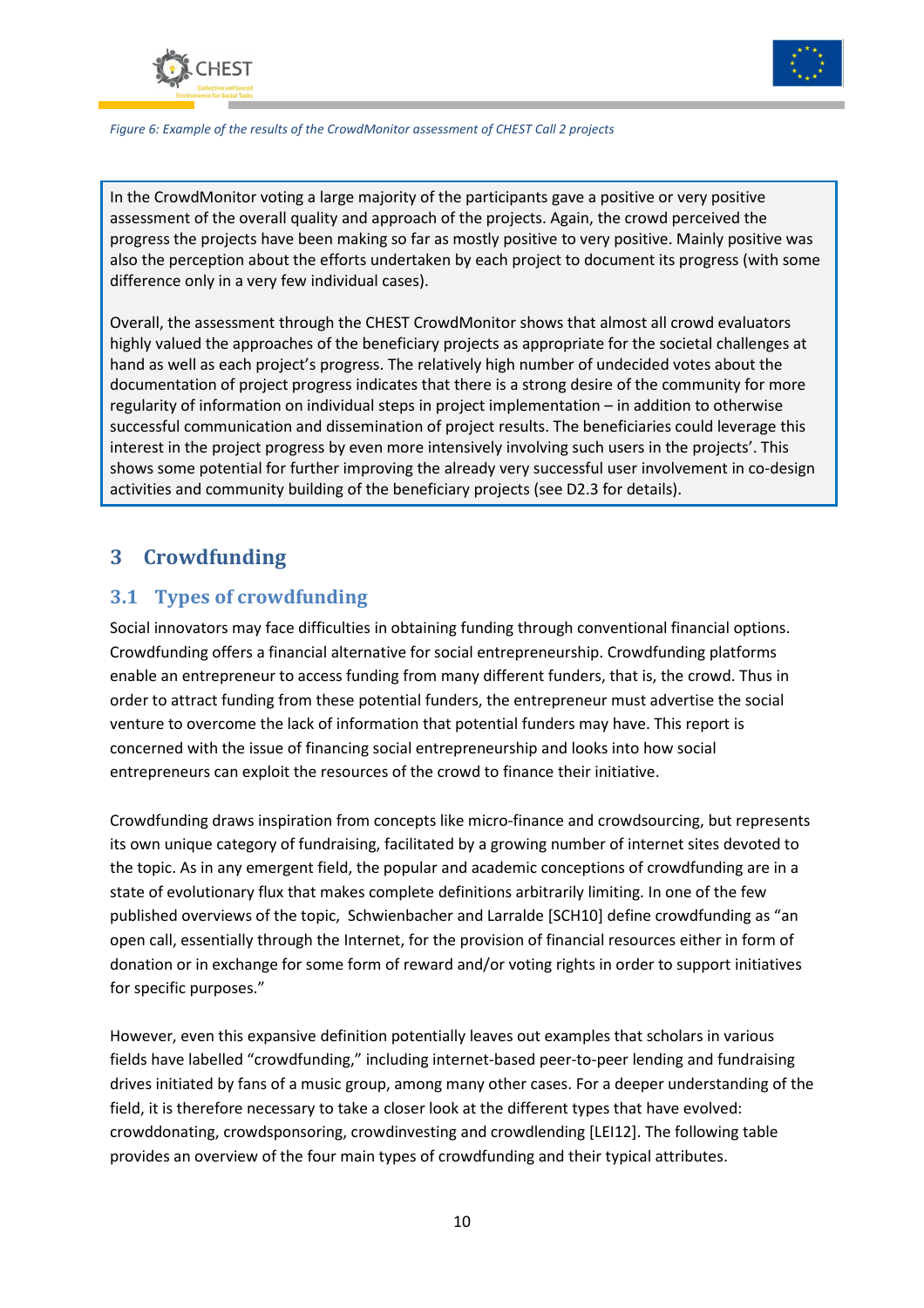*Figure 6: Example of the results of the CrowdMonitor assessment of CHEST Call 2 projects*

In the CrowdMonitor voting a large majority of the participants gave a positive or very positive assessment of the overall quality and approach of the projects. Again, the crowd perceived the progress the projects have been making so far as mostly positive to very positive. Mainly positive was also the perception about the efforts undertaken by each project to document its progress (with some difference only in a very few individual cases).

Overall, the assessment through the CHEST CrowdMonitor shows that almost all crowd evaluators highly valued the approaches of the beneficiary projects as appropriate for the societal challenges at hand as well as each project's progress. The relatively high number of undecided votes about the documentation of project progress indicates that there is a strong desire of the community for more regularity of information on individual steps in project implementation – in addition to otherwise successful communication and dissemination of project results. The beneficiaries could leverage this interest in the project progress by even more intensively involving such users in the projects'. This shows some potential for further improving the already very successful user involvement in co-design activities and community building of the beneficiary projects (see D2.3 for details).

# 3 Crowdfunding

## 3.1 Types of crowdfunding

Social innovators may face difficulties in obtaining funding through conventional financial options. Crowdfunding offers a financial alternative for social entrepreneurship. Crowdfunding platforms enable an entrepreneur to access funding from many different funders, that is, the crowd. Thus in order to attract funding from these potential funders, the entrepreneur must advertise the social venture to overcome the lack of information that potential funders may have. This report is concerned with the issue of financing social entrepreneurship and looks into how social entrepreneurs can exploit the resources of the crowd to finance their initiative.

Crowdfunding draws inspiration from concepts like micro-finance and crowdsourcing, but represents its own unique category of fundraising, facilitated by a growing number of internet sites devoted to the topic. As in any emergent field, the popular and academic conceptions of crowdfunding are in a state of evolutionary flux that makes complete definitions arbitrarily limiting. In one of the few published overviews of the topic, Schwienbacher and Larralde [SCH10] define crowdfunding as "an open call, essentially through the Internet, for the provision of financial resources either in form of donation or in exchange for some form of reward and/or voting rights in order to support initiatives for specific purposes."

However, even this expansive definition potentially leaves out examples that scholars in various fields have labelled "crowdfunding," including internet-based peer-to-peer lending and fundraising drives initiated by fans of a music group, among many other cases. For a deeper understanding of the field, it is therefore necessary to take a closer look at the different types that have evolved: crowddonating, crowdsponsoring, crowdinvesting and crowdlending [LEI12]. The following table provides an overview of the four main types of crowdfunding and their typical attributes.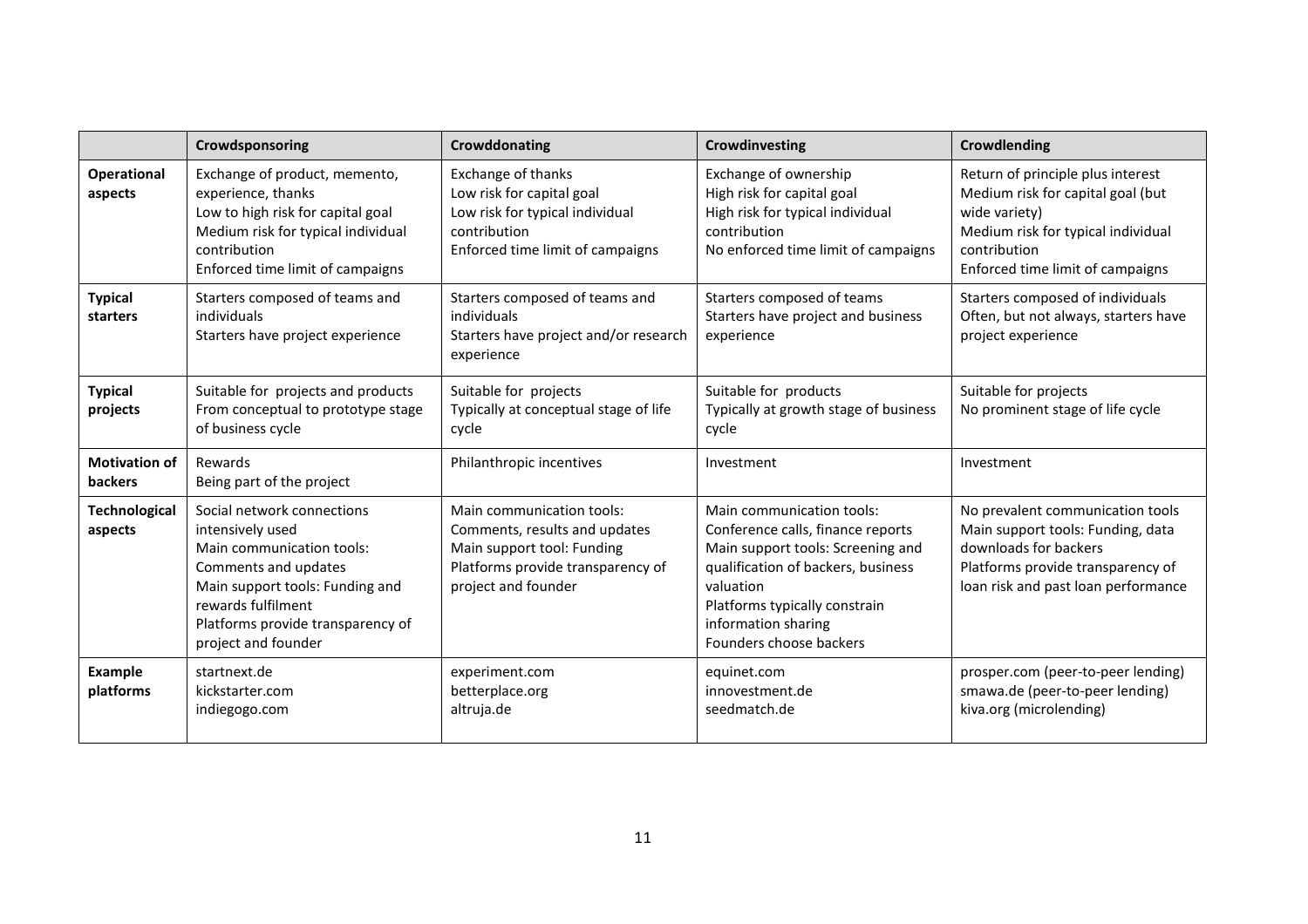| | Crowdsponsoring | Crowddonating | Crowdinvesting | Crowdlending |
|---|---|---|---|---|
| **Operational aspects** | Exchange of product, memento, experience, thanks<br>Low to high risk for capital goal<br>Medium risk for typical individual contribution<br>Enforced time limit of campaigns | Exchange of thanks<br>Low risk for capital goal<br>Low risk for typical individual contribution<br>Enforced time limit of campaigns | Exchange of ownership<br>High risk for capital goal<br>High risk for typical individual contribution<br>No enforced time limit of campaigns | Return of principle plus interest<br>Medium risk for capital goal (but wide variety)<br>Medium risk for typical individual contribution<br>Enforced time limit of campaigns |
| **Typical starters** | Starters composed of teams and individuals<br>Starters have project experience | Starters composed of teams and individuals<br>Starters have project and/or research experience | Starters composed of teams<br>Starters have project and business experience | Starters composed of individuals<br>Often, but not always, starters have project experience |
| **Typical projects** | Suitable for projects and products<br>From conceptual to prototype stage of business cycle | Suitable for projects<br>Typically at conceptual stage of life cycle | Suitable for products<br>Typically at growth stage of business cycle | Suitable for projects<br>No prominent stage of life cycle |
| **Motivation of backers** | Rewards<br>Being part of the project | Philanthropic incentives | Investment | Investment |
| **Technological aspects** | Social network connections intensively used<br>Main communication tools: Comments and updates<br>Main support tools: Funding and rewards fulfilment<br>Platforms provide transparency of project and founder | Main communication tools: Comments, results and updates<br>Main support tool: Funding<br>Platforms provide transparency of project and founder | Main communication tools: Conference calls, finance reports<br>Main support tools: Screening and qualification of backers, business valuation<br>Platforms typically constrain information sharing<br>Founders choose backers | No prevalent communication tools<br>Main support tools: Funding, data downloads for backers<br>Platforms provide transparency of loan risk and past loan performance |
| **Example platforms** | startnext.de<br>kickstarter.com<br>indiegogo.com | experiment.com<br>betterplace.org<br>altruja.de | equinet.com<br>innovestment.de<br>seedmatch.de | prosper.com (peer-to-peer lending)<br>smawa.de (peer-to-peer lending)<br>kiva.org (microlending) |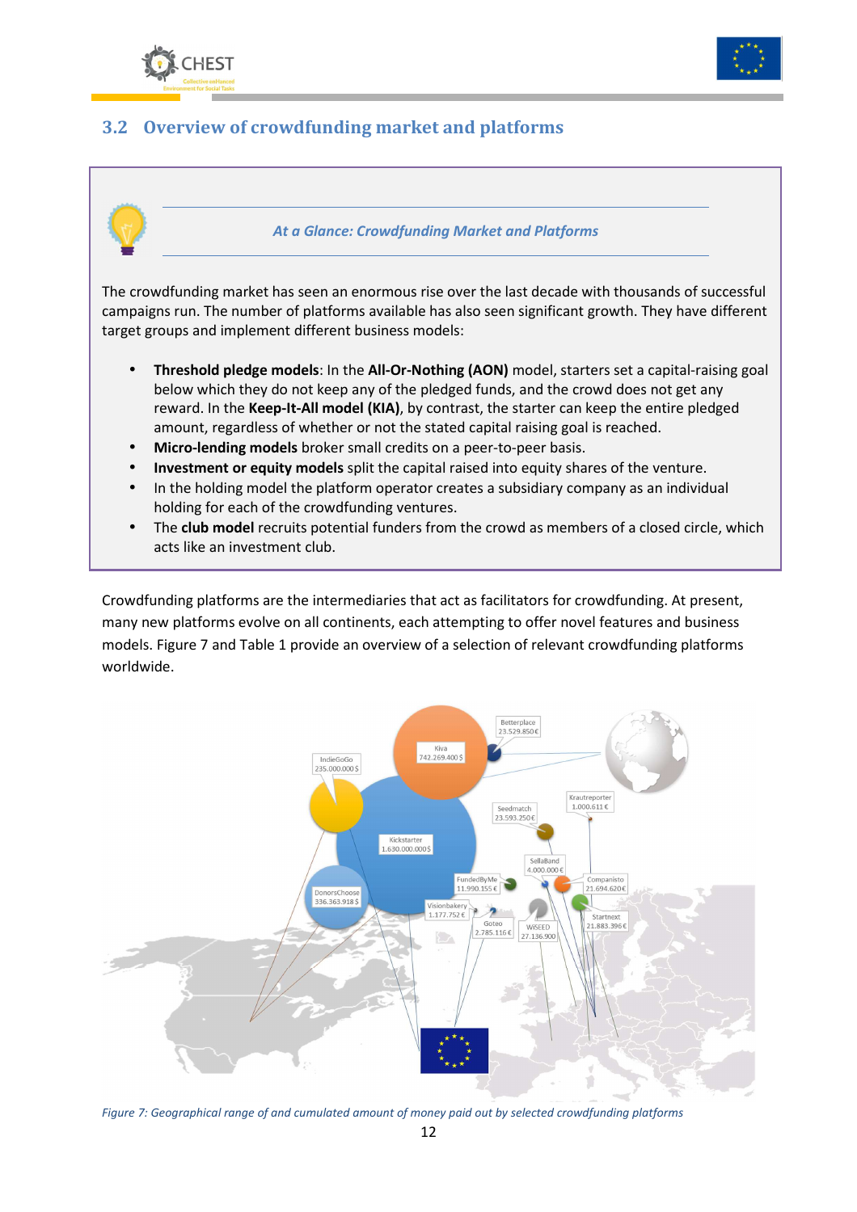## 3.2 Overview of crowdfunding market and platforms

*At a Glance: Crowdfunding Market and Platforms*

The crowdfunding market has seen an enormous rise over the last decade with thousands of successful campaigns run. The number of platforms available has also seen significant growth. They have different target groups and implement different business models:

- **Threshold pledge models**: In the **All-Or-Nothing (AON)** model, starters set a capital-raising goal below which they do not keep any of the pledged funds, and the crowd does not get any reward. In the **Keep-It-All model (KIA)**, by contrast, the starter can keep the entire pledged amount, regardless of whether or not the stated capital raising goal is reached.
- **Micro-lending models** broker small credits on a peer-to-peer basis.
- **Investment or equity models** split the capital raised into equity shares of the venture.
- In the holding model the platform operator creates a subsidiary company as an individual holding for each of the crowdfunding ventures.
- The **club model** recruits potential funders from the crowd as members of a closed circle, which acts like an investment club.

Crowdfunding platforms are the intermediaries that act as facilitators for crowdfunding. At present, many new platforms evolve on all continents, each attempting to offer novel features and business models. Figure 7 and Table 1 provide an overview of a selection of relevant crowdfunding platforms worldwide.

*Figure 7: Geographical range of and cumulated amount of money paid out by selected crowdfunding platforms*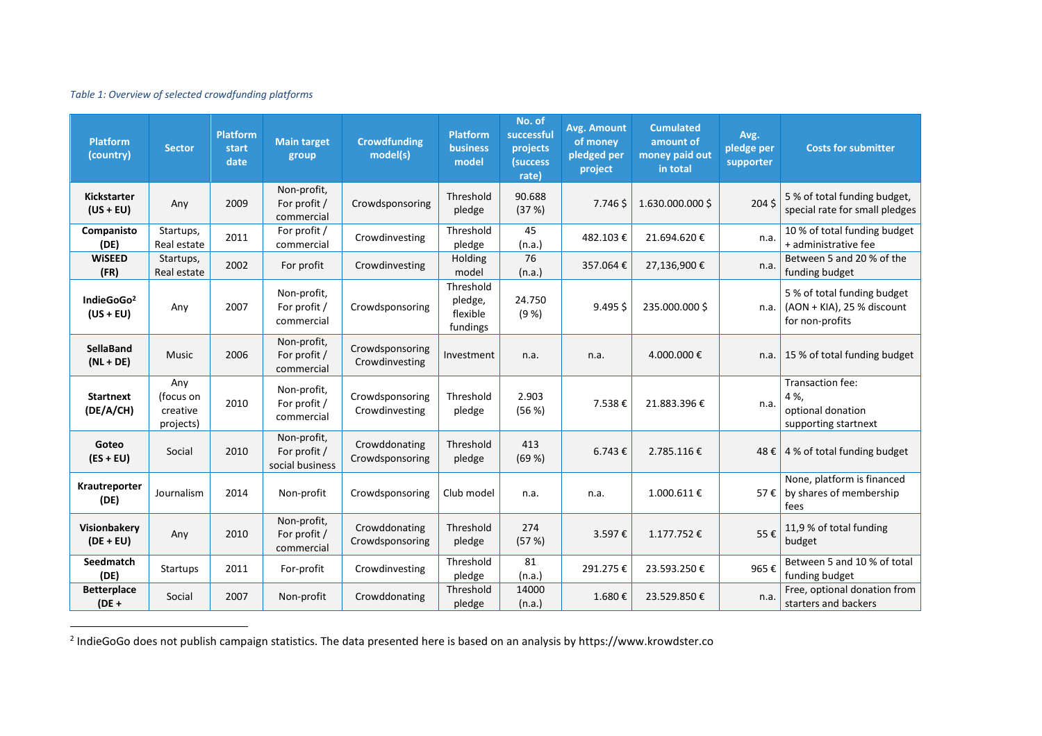*Table 1: Overview of selected crowdfunding platforms*

| Platform (country) | Sector | Platform start date | Main target group | Crowdfunding model(s) | Platform business model | No. of successful projects (success rate) | Avg. Amount of money pledged per project | Cumulated amount of money paid out in total | Avg. pledge per supporter | Costs for submitter |
|---|---|---|---|---|---|---|---|---|---|---|
| **Kickstarter (US + EU)** | Any | 2009 | Non-profit, For profit / commercial | Crowdsponsoring | Threshold pledge | 90.688 (37 %) | 7.746 $ | 1.630.000.000 $ | 204 $ | 5 % of total funding budget, special rate for small pledges |
| **Companisto (DE)** | Startups, Real estate | 2011 | For profit / commercial | Crowdinvesting | Threshold pledge | 45 (n.a.) | 482.103 € | 21.694.620 € | n.a. | 10 % of total funding budget + administrative fee |
| **WiSEED (FR)** | Startups, Real estate | 2002 | For profit | Crowdinvesting | Holding model | 76 (n.a.) | 357.064 € | 27,136,900 € | n.a. | Between 5 and 20 % of the funding budget |
| **IndieGoGo[2] (US + EU)** | Any | 2007 | Non-profit, For profit / commercial | Crowdsponsoring | Threshold pledge, flexible fundings | 24.750 (9 %) | 9.495 $ | 235.000.000 $ | n.a. | 5 % of total funding budget (AON + KIA), 25 % discount for non-profits |
| **SellaBand (NL + DE)** | Music | 2006 | Non-profit, For profit / commercial | Crowdsponsoring Crowdinvesting | Investment | n.a. | n.a. | 4.000.000 € | n.a. | 15 % of total funding budget |
| **Startnext (DE/A/CH)** | Any (focus on creative projects) | 2010 | Non-profit, For profit / commercial | Crowdsponsoring Crowdinvesting | Threshold pledge | 2.903 (56 %) | 7.538 € | 21.883.396 € | n.a. | Transaction fee: 4 %, optional donation supporting startnext |
| **Goteo (ES + EU)** | Social | 2010 | Non-profit, For profit / social business | Crowddonating Crowdsponsoring | Threshold pledge | 413 (69 %) | 6.743 € | 2.785.116 € | 48 € | 4 % of total funding budget |
| **Krautreporter (DE)** | Journalism | 2014 | Non-profit | Crowdsponsoring | Club model | n.a. | n.a. | 1.000.611 € | 57 € | None, platform is financed by shares of membership fees |
| **Visionbakery (DE + EU)** | Any | 2010 | Non-profit, For profit / commercial | Crowddonating Crowdsponsoring | Threshold pledge | 274 (57 %) | 3.597 € | 1.177.752 € | 55 € | 11,9 % of total funding budget |
| **Seedmatch (DE)** | Startups | 2011 | For-profit | Crowdinvesting | Threshold pledge | 81 (n.a.) | 291.275 € | 23.593.250 € | 965 € | Between 5 and 10 % of total funding budget |
| **Betterplace (DE +** | Social | 2007 | Non-profit | Crowddonating | Threshold pledge | 14000 (n.a.) | 1.680 € | 23.529.850 € | n.a. | Free, optional donation from starters and backers |

[2] IndieGoGo does not publish campaign statistics. The data presented here is based on an analysis by https://www.krowdster.co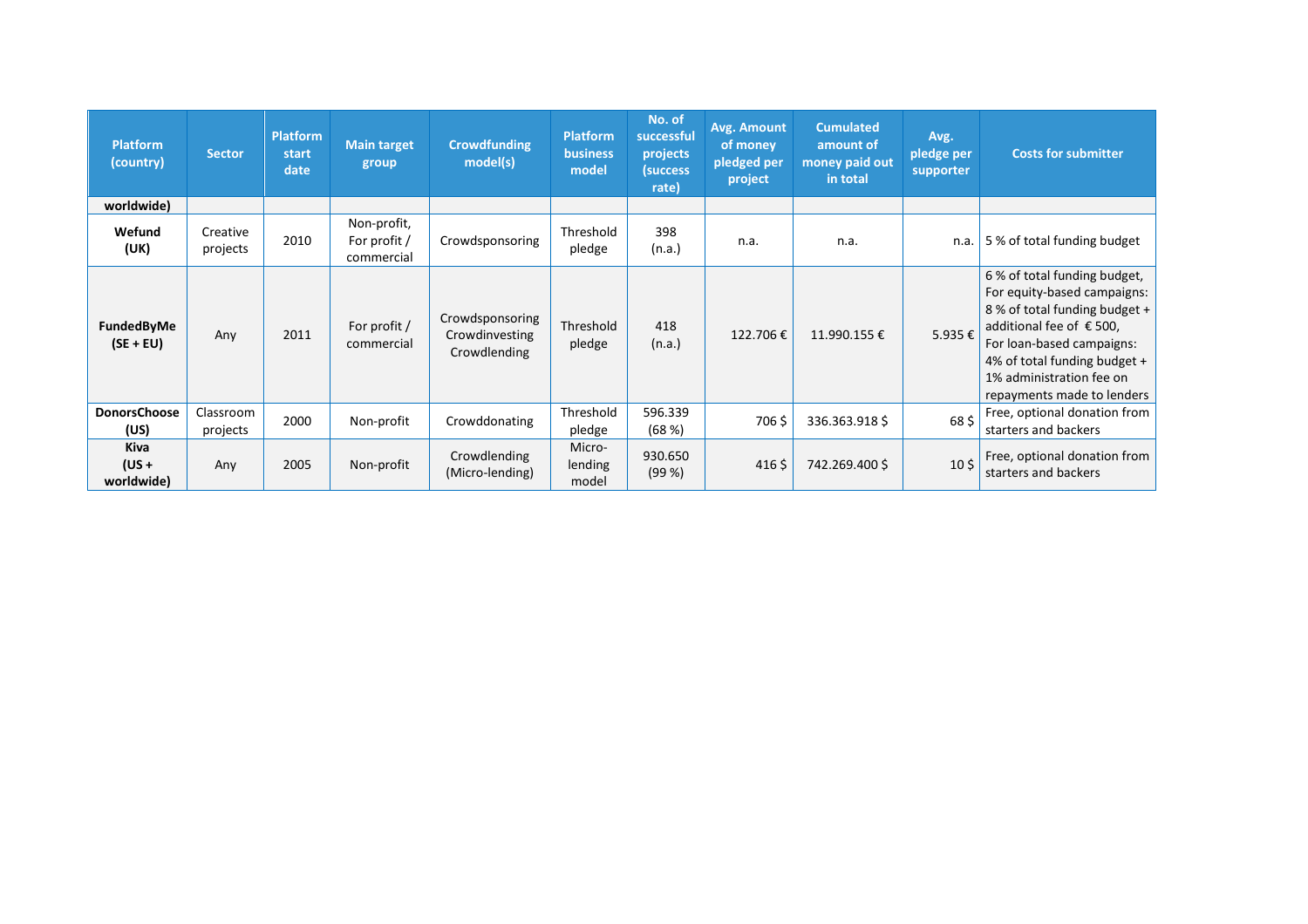| Platform (country) | Sector | Platform start date | Main target group | Crowdfunding model(s) | Platform business model | No. of successful projects (success rate) | Avg. Amount of money pledged per project | Cumulated amount of money paid out in total | Avg. pledge per supporter | Costs for submitter |
|---|---|---|---|---|---|---|---|---|---|---|
| worldwide) | | | | | | | | | | |
| **Wefund (UK)** | Creative projects | 2010 | Non-profit, For profit / commercial | Crowdsponsoring | Threshold pledge | 398 (n.a.) | n.a. | n.a. | n.a. | 5 % of total funding budget |
| **FundedByMe (SE + EU)** | Any | 2011 | For profit / commercial | Crowdsponsoring Crowdinvesting Crowdlending | Threshold pledge | 418 (n.a.) | 122.706 € | 11.990.155 € | 5.935 € | 6 % of total funding budget, For equity-based campaigns: 8 % of total funding budget + additional fee of € 500, For loan-based campaigns: 4% of total funding budget + 1% administration fee on repayments made to lenders |
| **DonorsChoose (US)** | Classroom projects | 2000 | Non-profit | Crowddonating | Threshold pledge | 596.339 (68 %) | 706 $ | 336.363.918 $ | 68 $ | Free, optional donation from starters and backers |
| **Kiva (US + worldwide)** | Any | 2005 | Non-profit | Crowdlending (Micro-lending) | Micro-lending model | 930.650 (99 %) | 416 $ | 742.269.400 $ | 10 $ | Free, optional donation from starters and backers |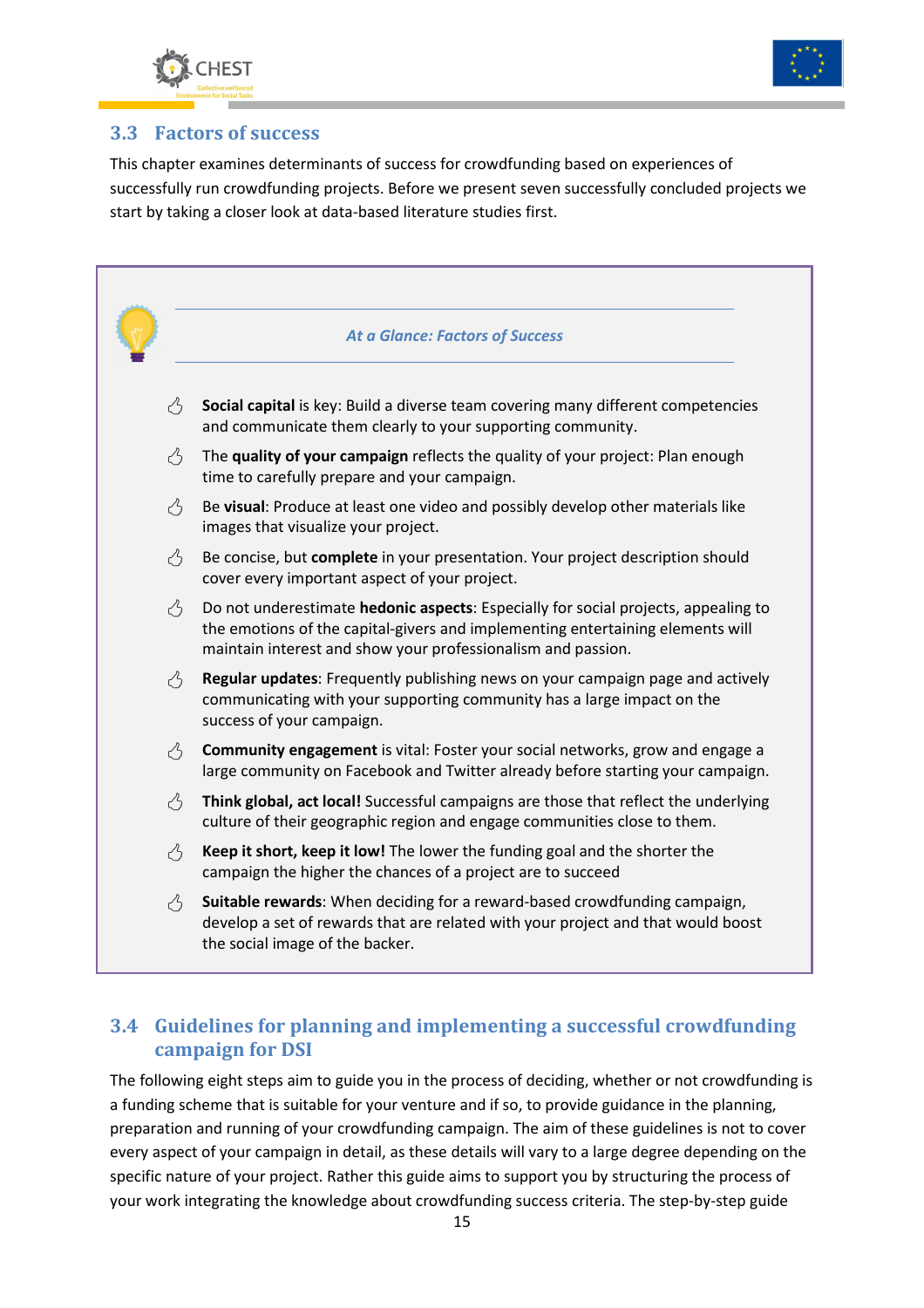## 3.3 Factors of success

This chapter examines determinants of success for crowdfunding based on experiences of successfully run crowdfunding projects. Before we present seven successfully concluded projects we start by taking a closer look at data-based literature studies first.

*At a Glance: Factors of Success*

- **Social capital** is key: Build a diverse team covering many different competencies and communicate them clearly to your supporting community.
- The **quality of your campaign** reflects the quality of your project: Plan enough time to carefully prepare and your campaign.
- Be **visual**: Produce at least one video and possibly develop other materials like images that visualize your project.
- Be concise, but **complete** in your presentation. Your project description should cover every important aspect of your project.
- Do not underestimate **hedonic aspects**: Especially for social projects, appealing to the emotions of the capital-givers and implementing entertaining elements will maintain interest and show your professionalism and passion.
- **Regular updates**: Frequently publishing news on your campaign page and actively communicating with your supporting community has a large impact on the success of your campaign.
- **Community engagement** is vital: Foster your social networks, grow and engage a large community on Facebook and Twitter already before starting your campaign.
- **Think global, act local!** Successful campaigns are those that reflect the underlying culture of their geographic region and engage communities close to them.
- **Keep it short, keep it low!** The lower the funding goal and the shorter the campaign the higher the chances of a project are to succeed
- **Suitable rewards**: When deciding for a reward-based crowdfunding campaign, develop a set of rewards that are related with your project and that would boost the social image of the backer.

## 3.4 Guidelines for planning and implementing a successful crowdfunding campaign for DSI

The following eight steps aim to guide you in the process of deciding, whether or not crowdfunding is a funding scheme that is suitable for your venture and if so, to provide guidance in the planning, preparation and running of your crowdfunding campaign. The aim of these guidelines is not to cover every aspect of your campaign in detail, as these details will vary to a large degree depending on the specific nature of your project. Rather this guide aims to support you by structuring the process of your work integrating the knowledge about crowdfunding success criteria. The step-by-step guide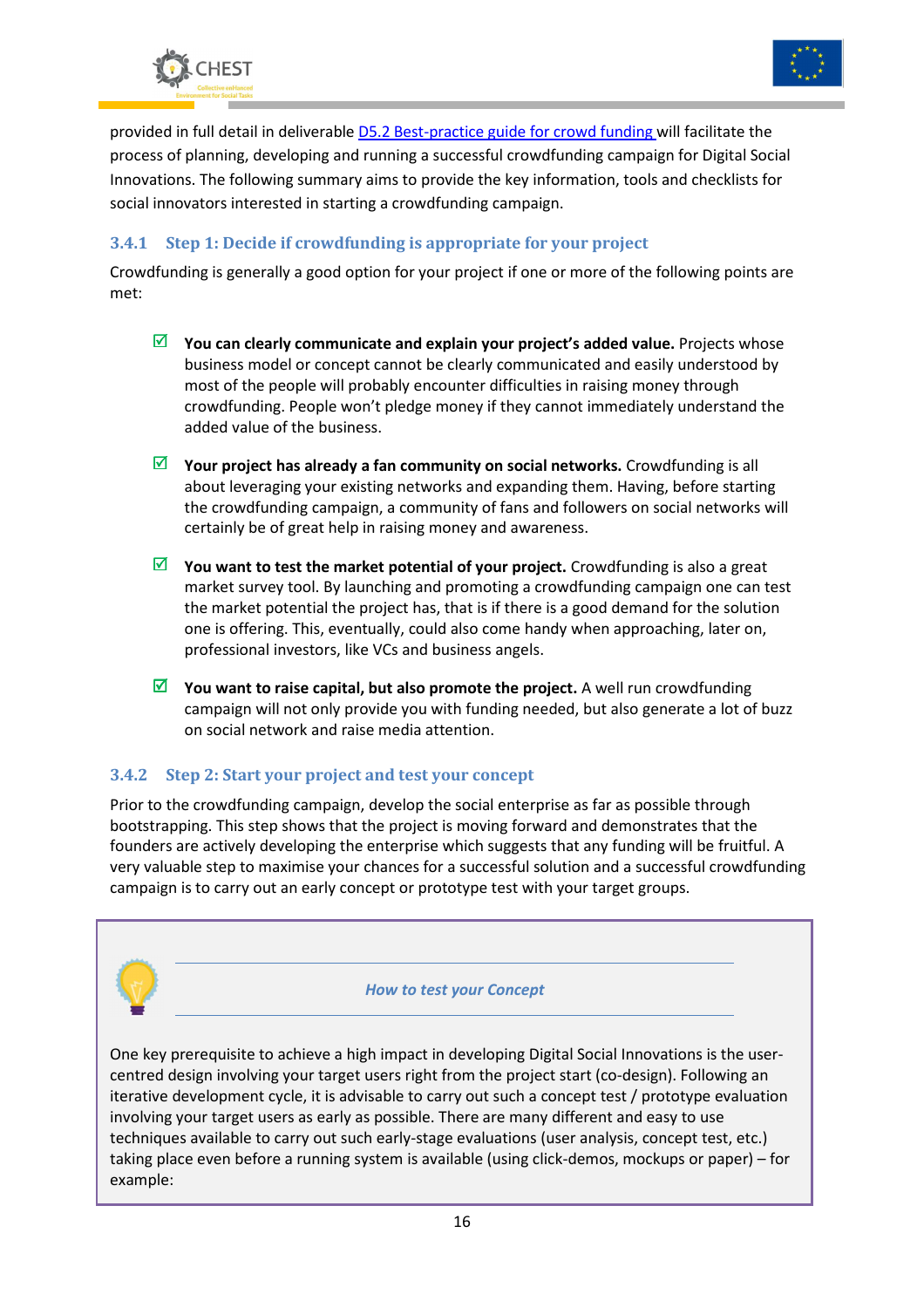provided in full detail in deliverable [D5.2 Best-practice guide for crowd funding](#) will facilitate the process of planning, developing and running a successful crowdfunding campaign for Digital Social Innovations. The following summary aims to provide the key information, tools and checklists for social innovators interested in starting a crowdfunding campaign.

### 3.4.1 Step 1: Decide if crowdfunding is appropriate for your project

Crowdfunding is generally a good option for your project if one or more of the following points are met:

- ☑ **You can clearly communicate and explain your project's added value.** Projects whose business model or concept cannot be clearly communicated and easily understood by most of the people will probably encounter difficulties in raising money through crowdfunding. People won't pledge money if they cannot immediately understand the added value of the business.

- ☑ **Your project has already a fan community on social networks.** Crowdfunding is all about leveraging your existing networks and expanding them. Having, before starting the crowdfunding campaign, a community of fans and followers on social networks will certainly be of great help in raising money and awareness.

- ☑ **You want to test the market potential of your project.** Crowdfunding is also a great market survey tool. By launching and promoting a crowdfunding campaign one can test the market potential the project has, that is if there is a good demand for the solution one is offering. This, eventually, could also come handy when approaching, later on, professional investors, like VCs and business angels.

- ☑ **You want to raise capital, but also promote the project.** A well run crowdfunding campaign will not only provide you with funding needed, but also generate a lot of buzz on social network and raise media attention.

### 3.4.2 Step 2: Start your project and test your concept

Prior to the crowdfunding campaign, develop the social enterprise as far as possible through bootstrapping. This step shows that the project is moving forward and demonstrates that the founders are actively developing the enterprise which suggests that any funding will be fruitful. A very valuable step to maximise your chances for a successful solution and a successful crowdfunding campaign is to carry out an early concept or prototype test with your target groups.

***How to test your Concept***

One key prerequisite to achieve a high impact in developing Digital Social Innovations is the user-centred design involving your target users right from the project start (co-design). Following an iterative development cycle, it is advisable to carry out such a concept test / prototype evaluation involving your target users as early as possible. There are many different and easy to use techniques available to carry out such early-stage evaluations (user analysis, concept test, etc.) taking place even before a running system is available (using click-demos, mockups or paper) – for example: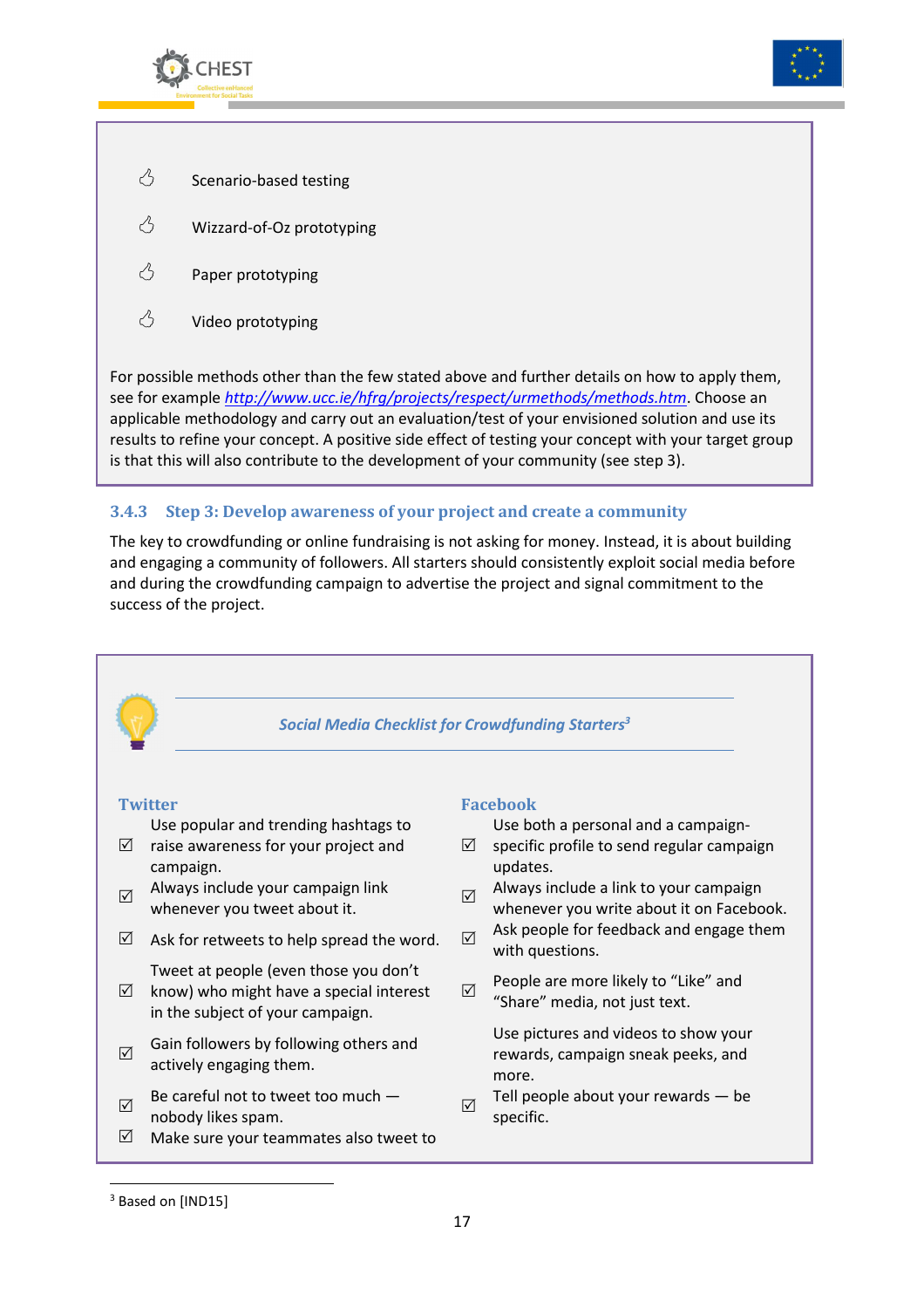- Scenario-based testing
- Wizzard-of-Oz prototyping
- Paper prototyping
- Video prototyping

For possible methods other than the few stated above and further details on how to apply them, see for example *http://www.ucc.ie/hfrg/projects/respect/urmethods/methods.htm*. Choose an applicable methodology and carry out an evaluation/test of your envisioned solution and use its results to refine your concept. A positive side effect of testing your concept with your target group is that this will also contribute to the development of your community (see step 3).

### 3.4.3 Step 3: Develop awareness of your project and create a community

The key to crowdfunding or online fundraising is not asking for money. Instead, it is about building and engaging a community of followers. All starters should consistently exploit social media before and during the crowdfunding campaign to advertise the project and signal commitment to the success of the project.

***Social Media Checklist for Crowdfunding Starters[3]***

**Twitter**

- ☑ Use popular and trending hashtags to raise awareness for your project and campaign.
- ☑ Always include your campaign link whenever you tweet about it.
- ☑ Ask for retweets to help spread the word.
- ☑ Tweet at people (even those you don't know) who might have a special interest in the subject of your campaign.
- ☑ Gain followers by following others and actively engaging them.
- ☑ Be careful not to tweet too much — nobody likes spam.
- ☑ Make sure your teammates also tweet to

**Facebook**

- ☑ Use both a personal and a campaign-specific profile to send regular campaign updates.
- ☑ Always include a link to your campaign whenever you write about it on Facebook.
- ☑ Ask people for feedback and engage them with questions.
- ☑ People are more likely to "Like" and "Share" media, not just text.
- ☑ Use pictures and videos to show your rewards, campaign sneak peeks, and more.
- ☑ Tell people about your rewards — be specific.

[3] Based on [IND15]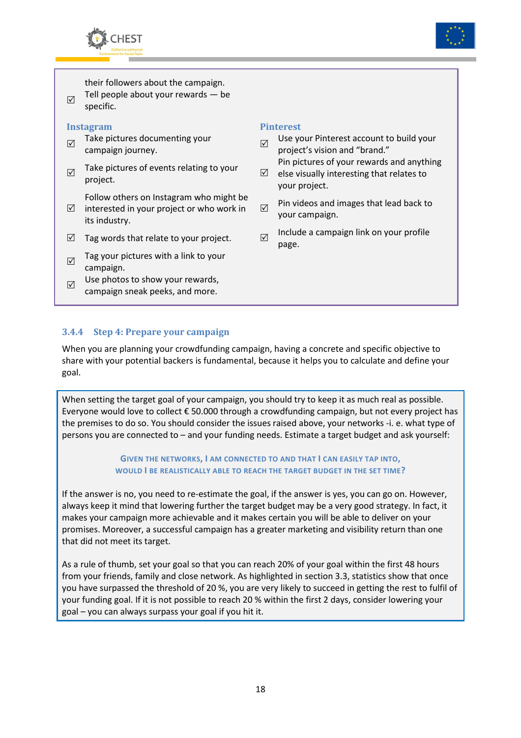their followers about the campaign.

☑ Tell people about your rewards — be specific.

**Instagram**

☑ Take pictures documenting your campaign journey.

☑ Take pictures of events relating to your project.

☑ Follow others on Instagram who might be interested in your project or who work in its industry.

☑ Tag words that relate to your project.

☑ Tag your pictures with a link to your campaign.

☑ Use photos to show your rewards, campaign sneak peeks, and more.

**Pinterest**

☑ Use your Pinterest account to build your project's vision and "brand."

☑ Pin pictures of your rewards and anything else visually interesting that relates to your project.

☑ Pin videos and images that lead back to your campaign.

☑ Include a campaign link on your profile page.

### 3.4.4 Step 4: Prepare your campaign

When you are planning your crowdfunding campaign, having a concrete and specific objective to share with your potential backers is fundamental, because it helps you to calculate and define your goal.

When setting the target goal of your campaign, you should try to keep it as much real as possible. Everyone would love to collect € 50.000 through a crowdfunding campaign, but not every project has the premises to do so. You should consider the issues raised above, your networks -i. e. what type of persons you are connected to – and your funding needs. Estimate a target budget and ask yourself:

**GIVEN THE NETWORKS, I AM CONNECTED TO AND THAT I CAN EASILY TAP INTO, WOULD I BE REALISTICALLY ABLE TO REACH THE TARGET BUDGET IN THE SET TIME?**

If the answer is no, you need to re-estimate the goal, if the answer is yes, you can go on. However, always keep it mind that lowering further the target budget may be a very good strategy. In fact, it makes your campaign more achievable and it makes certain you will be able to deliver on your promises. Moreover, a successful campaign has a greater marketing and visibility return than one that did not meet its target.

As a rule of thumb, set your goal so that you can reach 20% of your goal within the first 48 hours from your friends, family and close network. As highlighted in section 3.3, statistics show that once you have surpassed the threshold of 20 %, you are very likely to succeed in getting the rest to fulfil of your funding goal. If it is not possible to reach 20 % within the first 2 days, consider lowering your goal – you can always surpass your goal if you hit it.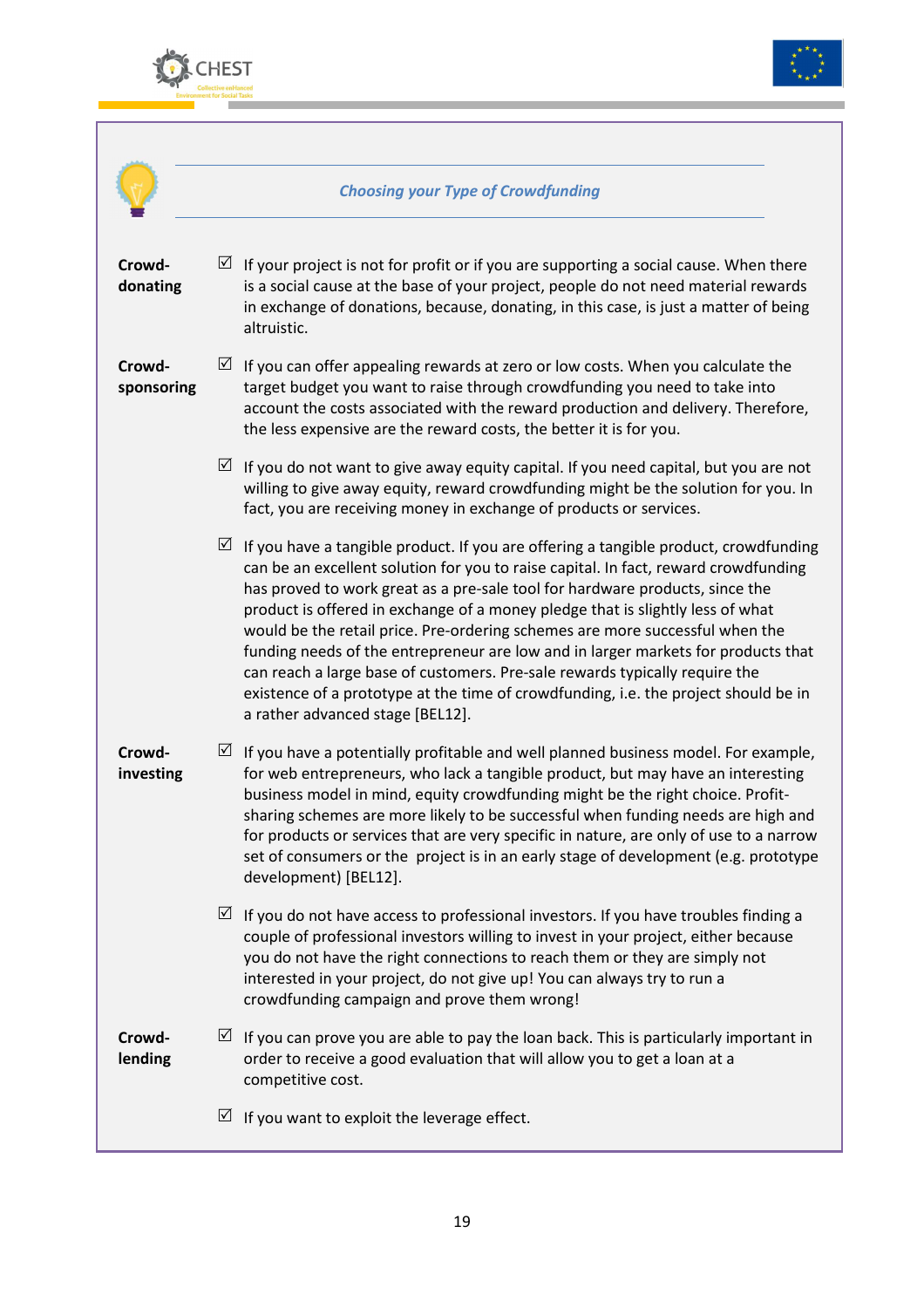***Choosing your Type of Crowdfunding***

**Crowd-donating**

☑ If your project is not for profit or if you are supporting a social cause. When there is a social cause at the base of your project, people do not need material rewards in exchange of donations, because, donating, in this case, is just a matter of being altruistic.

**Crowd-sponsoring**

☑ If you can offer appealing rewards at zero or low costs. When you calculate the target budget you want to raise through crowdfunding you need to take into account the costs associated with the reward production and delivery. Therefore, the less expensive are the reward costs, the better it is for you.

☑ If you do not want to give away equity capital. If you need capital, but you are not willing to give away equity, reward crowdfunding might be the solution for you. In fact, you are receiving money in exchange of products or services.

☑ If you have a tangible product. If you are offering a tangible product, crowdfunding can be an excellent solution for you to raise capital. In fact, reward crowdfunding has proved to work great as a pre-sale tool for hardware products, since the product is offered in exchange of a money pledge that is slightly less of what would be the retail price. Pre-ordering schemes are more successful when the funding needs of the entrepreneur are low and in larger markets for products that can reach a large base of customers. Pre-sale rewards typically require the existence of a prototype at the time of crowdfunding, i.e. the project should be in a rather advanced stage [BEL12].

**Crowd-investing**

☑ If you have a potentially profitable and well planned business model. For example, for web entrepreneurs, who lack a tangible product, but may have an interesting business model in mind, equity crowdfunding might be the right choice. Profit-sharing schemes are more likely to be successful when funding needs are high and for products or services that are very specific in nature, are only of use to a narrow set of consumers or the project is in an early stage of development (e.g. prototype development) [BEL12].

☑ If you do not have access to professional investors. If you have troubles finding a couple of professional investors willing to invest in your project, either because you do not have the right connections to reach them or they are simply not interested in your project, do not give up! You can always try to run a crowdfunding campaign and prove them wrong!

**Crowd-lending**

☑ If you can prove you are able to pay the loan back. This is particularly important in order to receive a good evaluation that will allow you to get a loan at a competitive cost.

☑ If you want to exploit the leverage effect.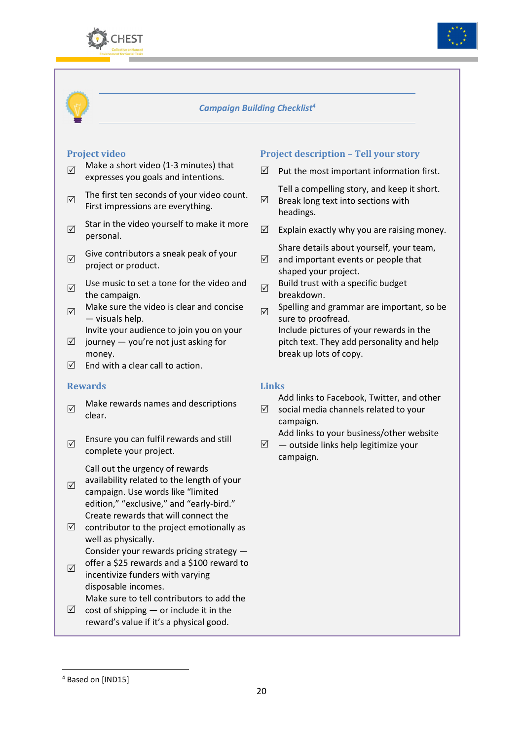## *Campaign Building Checklist*[4]

### Project video

- ☑ Make a short video (1-3 minutes) that expresses you goals and intentions.
- ☑ The first ten seconds of your video count. First impressions are everything.
- ☑ Star in the video yourself to make it more personal.
- ☑ Give contributors a sneak peak of your project or product.
- ☑ Use music to set a tone for the video and the campaign.
- ☑ Make sure the video is clear and concise — visuals help.
- ☑ Invite your audience to join you on your journey — you're not just asking for money.
- ☑ End with a clear call to action.

### Rewards

- ☑ Make rewards names and descriptions clear.
- ☑ Ensure you can fulfil rewards and still complete your project.
- ☑ Call out the urgency of rewards availability related to the length of your campaign. Use words like "limited edition," "exclusive," and "early-bird."
- ☑ Create rewards that will connect the contributor to the project emotionally as well as physically.
- ☑ Consider your rewards pricing strategy — offer a $25 rewards and a $100 reward to incentivize funders with varying disposable incomes.
- ☑ Make sure to tell contributors to add the cost of shipping — or include it in the reward's value if it's a physical good.

### Project description – Tell your story

- ☑ Put the most important information first.
- ☑ Tell a compelling story, and keep it short. Break long text into sections with headings.
- ☑ Explain exactly why you are raising money.
- ☑ Share details about yourself, your team, and important events or people that shaped your project.
- ☑ Build trust with a specific budget breakdown.
- ☑ Spelling and grammar are important, so be sure to proofread.
- Include pictures of your rewards in the pitch text. They add personality and help break up lots of copy.

### Links

- ☑ Add links to Facebook, Twitter, and other social media channels related to your campaign.
- ☑ Add links to your business/other website — outside links help legitimize your campaign.

---

[4] Based on [IND15]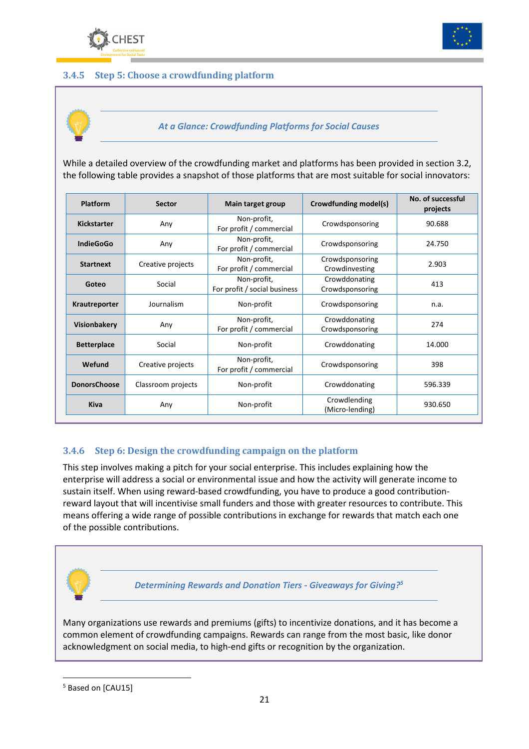### 3.4.5 Step 5: Choose a crowdfunding platform

***At a Glance: Crowdfunding Platforms for Social Causes***

While a detailed overview of the crowdfunding market and platforms has been provided in section 3.2, the following table provides a snapshot of those platforms that are most suitable for social innovators:

| Platform | Sector | Main target group | Crowdfunding model(s) | No. of successful projects |
|---|---|---|---|---|
| **Kickstarter** | Any | Non-profit, For profit / commercial | Crowdsponsoring | 90.688 |
| **IndieGoGo** | Any | Non-profit, For profit / commercial | Crowdsponsoring | 24.750 |
| **Startnext** | Creative projects | Non-profit, For profit / commercial | Crowdsponsoring Crowdinvesting | 2.903 |
| **Goteo** | Social | Non-profit, For profit / social business | Crowddonating Crowdsponsoring | 413 |
| **Krautreporter** | Journalism | Non-profit | Crowdsponsoring | n.a. |
| **Visionbakery** | Any | Non-profit, For profit / commercial | Crowddonating Crowdsponsoring | 274 |
| **Betterplace** | Social | Non-profit | Crowddonating | 14.000 |
| **Wefund** | Creative projects | Non-profit, For profit / commercial | Crowdsponsoring | 398 |
| **DonorsChoose** | Classroom projects | Non-profit | Crowddonating | 596.339 |
| **Kiva** | Any | Non-profit | Crowdlending (Micro-lending) | 930.650 |

### 3.4.6 Step 6: Design the crowdfunding campaign on the platform

This step involves making a pitch for your social enterprise. This includes explaining how the enterprise will address a social or environmental issue and how the activity will generate income to sustain itself. When using reward-based crowdfunding, you have to produce a good contribution-reward layout that will incentivise small funders and those with greater resources to contribute. This means offering a wide range of possible contributions in exchange for rewards that match each one of the possible contributions.

***Determining Rewards and Donation Tiers - Giveaways for Giving?***[5]

Many organizations use rewards and premiums (gifts) to incentivize donations, and it has become a common element of crowdfunding campaigns. Rewards can range from the most basic, like donor acknowledgment on social media, to high-end gifts or recognition by the organization.

[5] Based on [CAU15]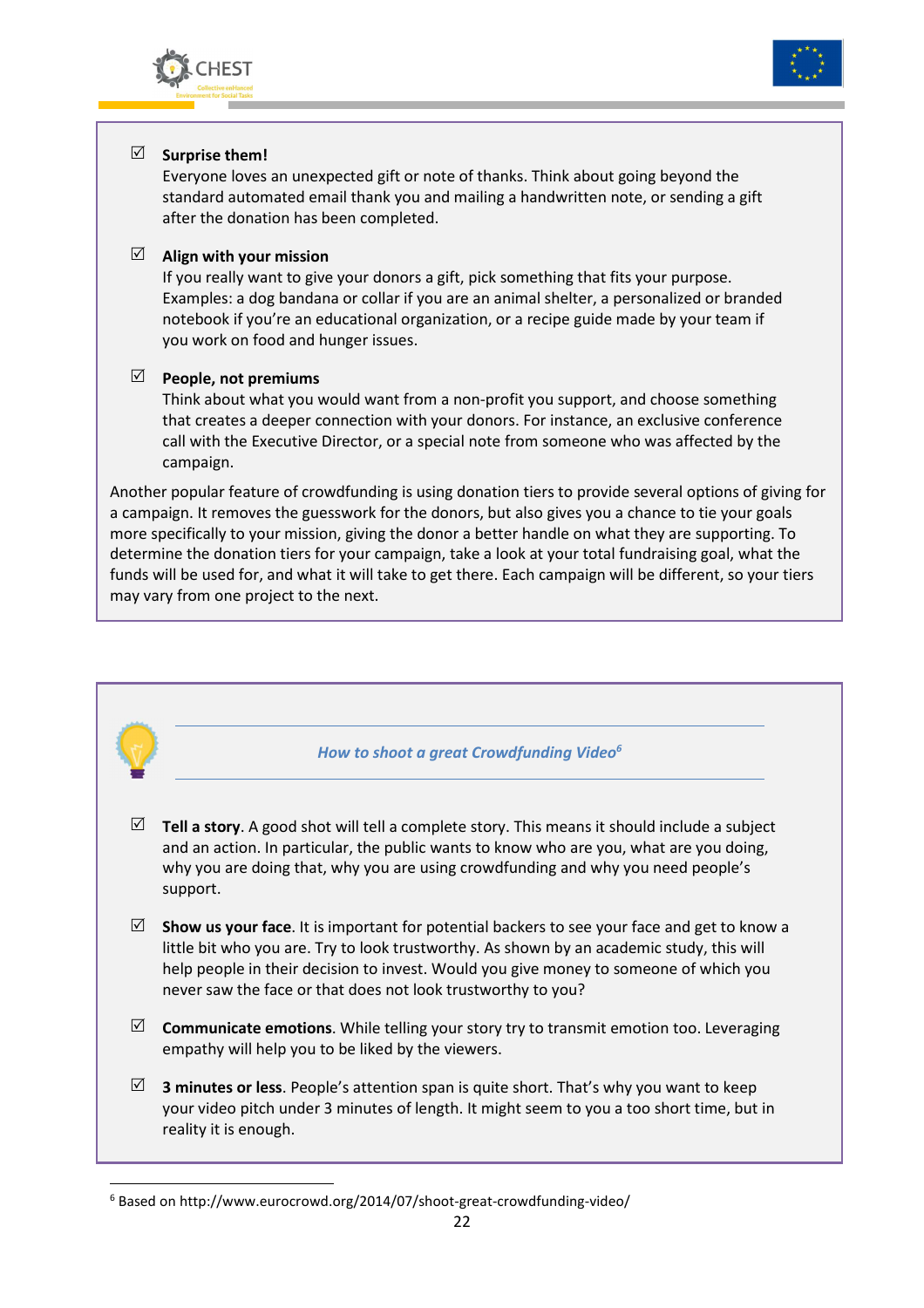- ☑ **Surprise them!**
  Everyone loves an unexpected gift or note of thanks. Think about going beyond the standard automated email thank you and mailing a handwritten note, or sending a gift after the donation has been completed.

- ☑ **Align with your mission**
  If you really want to give your donors a gift, pick something that fits your purpose. Examples: a dog bandana or collar if you are an animal shelter, a personalized or branded notebook if you're an educational organization, or a recipe guide made by your team if you work on food and hunger issues.

- ☑ **People, not premiums**
  Think about what you would want from a non-profit you support, and choose something that creates a deeper connection with your donors. For instance, an exclusive conference call with the Executive Director, or a special note from someone who was affected by the campaign.

Another popular feature of crowdfunding is using donation tiers to provide several options of giving for a campaign. It removes the guesswork for the donors, but also gives you a chance to tie your goals more specifically to your mission, giving the donor a better handle on what they are supporting. To determine the donation tiers for your campaign, take a look at your total fundraising goal, what the funds will be used for, and what it will take to get there. Each campaign will be different, so your tiers may vary from one project to the next.

### *How to shoot a great Crowdfunding Video*[6]

- ☑ **Tell a story**. A good shot will tell a complete story. This means it should include a subject and an action. In particular, the public wants to know who are you, what are you doing, why you are doing that, why you are using crowdfunding and why you need people's support.

- ☑ **Show us your face**. It is important for potential backers to see your face and get to know a little bit who you are. Try to look trustworthy. As shown by an academic study, this will help people in their decision to invest. Would you give money to someone of which you never saw the face or that does not look trustworthy to you?

- ☑ **Communicate emotions**. While telling your story try to transmit emotion too. Leveraging empathy will help you to be liked by the viewers.

- ☑ **3 minutes or less**. People's attention span is quite short. That's why you want to keep your video pitch under 3 minutes of length. It might seem to you a too short time, but in reality it is enough.

---

[6] Based on http://www.eurocrowd.org/2014/07/shoot-great-crowdfunding-video/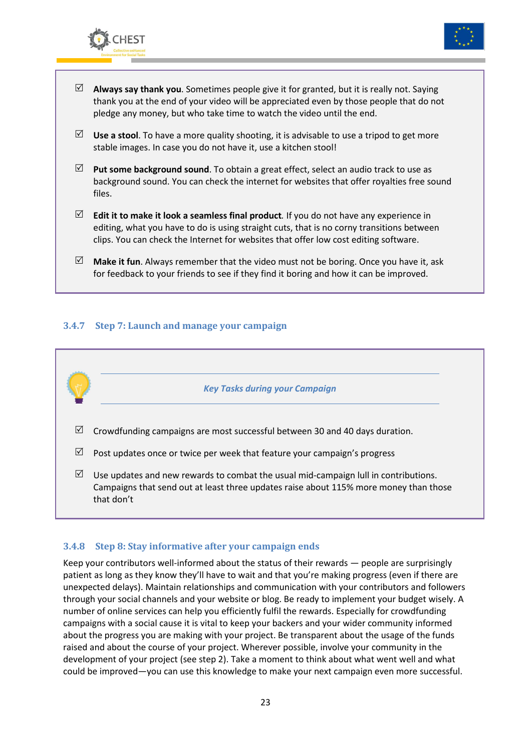- ☑ **Always say thank you**. Sometimes people give it for granted, but it is really not. Saying thank you at the end of your video will be appreciated even by those people that do not pledge any money, but who take time to watch the video until the end.
- ☑ **Use a stool**. To have a more quality shooting, it is advisable to use a tripod to get more stable images. In case you do not have it, use a kitchen stool!
- ☑ **Put some background sound**. To obtain a great effect, select an audio track to use as background sound. You can check the internet for websites that offer royalties free sound files.
- ☑ **Edit it to make it look a seamless final product***.* If you do not have any experience in editing, what you have to do is using straight cuts, that is no corny transitions between clips. You can check the Internet for websites that offer low cost editing software.
- ☑ **Make it fun**. Always remember that the video must not be boring. Once you have it, ask for feedback to your friends to see if they find it boring and how it can be improved.

### 3.4.7 Step 7: Launch and manage your campaign

***Key Tasks during your Campaign***

- ☑ Crowdfunding campaigns are most successful between 30 and 40 days duration.
- ☑ Post updates once or twice per week that feature your campaign's progress
- ☑ Use updates and new rewards to combat the usual mid-campaign lull in contributions. Campaigns that send out at least three updates raise about 115% more money than those that don't

### 3.4.8 Step 8: Stay informative after your campaign ends

Keep your contributors well-informed about the status of their rewards — people are surprisingly patient as long as they know they'll have to wait and that you're making progress (even if there are unexpected delays). Maintain relationships and communication with your contributors and followers through your social channels and your website or blog. Be ready to implement your budget wisely. A number of online services can help you efficiently fulfil the rewards. Especially for crowdfunding campaigns with a social cause it is vital to keep your backers and your wider community informed about the progress you are making with your project. Be transparent about the usage of the funds raised and about the course of your project. Wherever possible, involve your community in the development of your project (see step 2). Take a moment to think about what went well and what could be improved—you can use this knowledge to make your next campaign even more successful.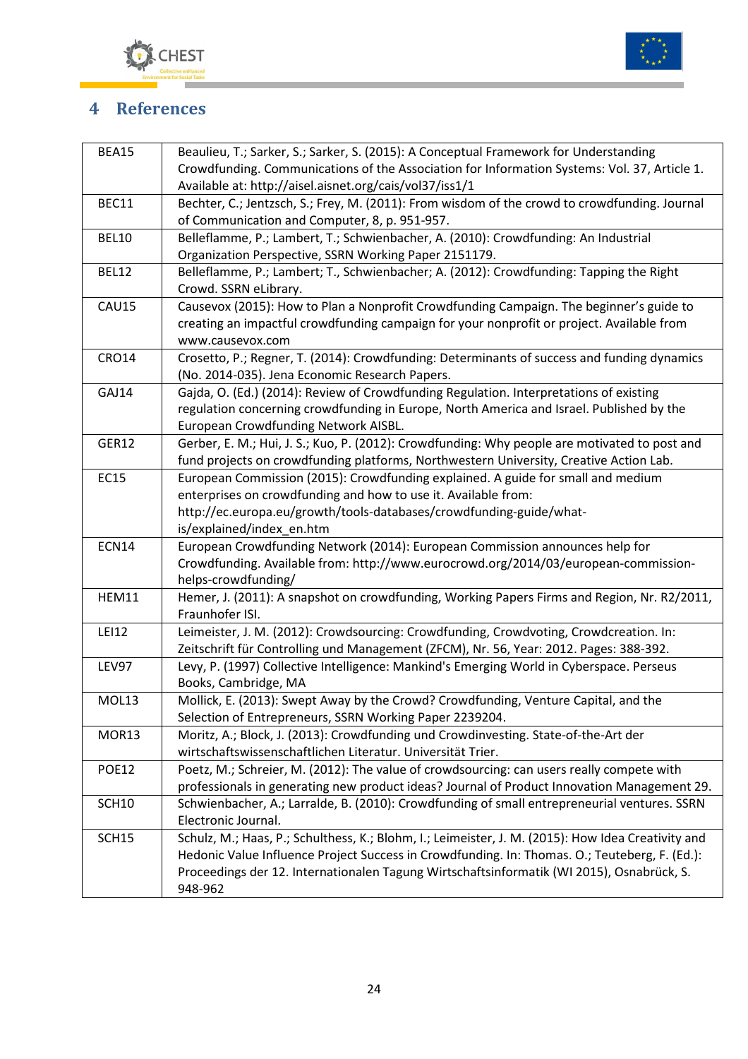# 4 References

| | |
|---|---|
| BEA15 | Beaulieu, T.; Sarker, S.; Sarker, S. (2015): A Conceptual Framework for Understanding Crowdfunding. Communications of the Association for Information Systems: Vol. 37, Article 1. Available at: http://aisel.aisnet.org/cais/vol37/iss1/1 |
| BEC11 | Bechter, C.; Jentzsch, S.; Frey, M. (2011): From wisdom of the crowd to crowdfunding. Journal of Communication and Computer, 8, p. 951-957. |
| BEL10 | Belleflamme, P.; Lambert, T.; Schwienbacher, A. (2010): Crowdfunding: An Industrial Organization Perspective, SSRN Working Paper 2151179. |
| BEL12 | Belleflamme, P.; Lambert; T., Schwienbacher; A. (2012): Crowdfunding: Tapping the Right Crowd. SSRN eLibrary. |
| CAU15 | Causevox (2015): How to Plan a Nonprofit Crowdfunding Campaign. The beginner's guide to creating an impactful crowdfunding campaign for your nonprofit or project. Available from www.causevox.com |
| CRO14 | Crosetto, P.; Regner, T. (2014): Crowdfunding: Determinants of success and funding dynamics (No. 2014-035). Jena Economic Research Papers. |
| GAJ14 | Gajda, O. (Ed.) (2014): Review of Crowdfunding Regulation. Interpretations of existing regulation concerning crowdfunding in Europe, North America and Israel. Published by the European Crowdfunding Network AISBL. |
| GER12 | Gerber, E. M.; Hui, J. S.; Kuo, P. (2012): Crowdfunding: Why people are motivated to post and fund projects on crowdfunding platforms, Northwestern University, Creative Action Lab. |
| EC15 | European Commission (2015): Crowdfunding explained. A guide for small and medium enterprises on crowdfunding and how to use it. Available from: http://ec.europa.eu/growth/tools-databases/crowdfunding-guide/what-is/explained/index_en.htm |
| ECN14 | European Crowdfunding Network (2014): European Commission announces help for Crowdfunding. Available from: http://www.eurocrowd.org/2014/03/european-commission-helps-crowdfunding/ |
| HEM11 | Hemer, J. (2011): A snapshot on crowdfunding, Working Papers Firms and Region, Nr. R2/2011, Fraunhofer ISI. |
| LEI12 | Leimeister, J. M. (2012): Crowdsourcing: Crowdfunding, Crowdvoting, Crowdcreation. In: Zeitschrift für Controlling und Management (ZFCM), Nr. 56, Year: 2012. Pages: 388-392. |
| LEV97 | Levy, P. (1997) Collective Intelligence: Mankind's Emerging World in Cyberspace. Perseus Books, Cambridge, MA |
| MOL13 | Mollick, E. (2013): Swept Away by the Crowd? Crowdfunding, Venture Capital, and the Selection of Entrepreneurs, SSRN Working Paper 2239204. |
| MOR13 | Moritz, A.; Block, J. (2013): Crowdfunding und Crowdinvesting. State-of-the-Art der wirtschaftswissenschaftlichen Literatur. Universität Trier. |
| POE12 | Poetz, M.; Schreier, M. (2012): The value of crowdsourcing: can users really compete with professionals in generating new product ideas? Journal of Product Innovation Management 29. |
| SCH10 | Schwienbacher, A.; Larralde, B. (2010): Crowdfunding of small entrepreneurial ventures. SSRN Electronic Journal. |
| SCH15 | Schulz, M.; Haas, P.; Schulthess, K.; Blohm, I.; Leimeister, J. M. (2015): How Idea Creativity and Hedonic Value Influence Project Success in Crowdfunding. In: Thomas. O.; Teuteberg, F. (Ed.): Proceedings der 12. Internationalen Tagung Wirtschaftsinformatik (WI 2015), Osnabrück, S. 948-962 |